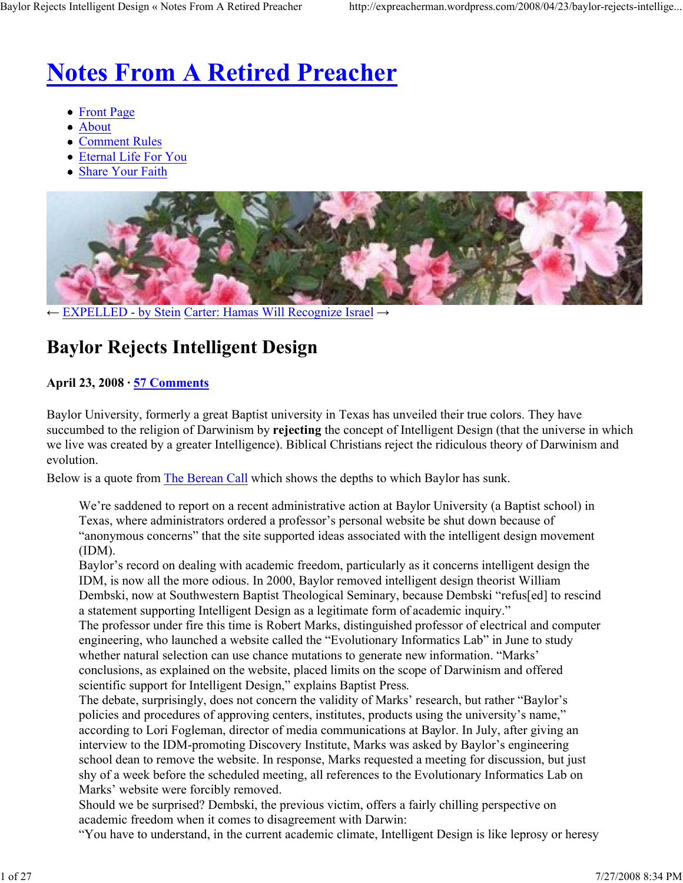# Notes From A Retired Preacher

- Front Page
- About
- Comment Rules
- Eternal Life For You
- Share Your Faith

← EXPELLED - by Stein Carter: Hamas Will Recognize Israel →

## Baylor Rejects Intelligent Design

**April 23, 2008 · 57 Comments**

Baylor University, formerly a great Baptist university in Texas has unveiled their true colors. They have succumbed to the religion of Darwinism by **rejecting** the concept of Intelligent Design (that the universe in which we live was created by a greater Intelligence). Biblical Christians reject the ridiculous theory of Darwinism and evolution.

Below is a quote from The Berean Call which shows the depths to which Baylor has sunk.

> We're saddened to report on a recent administrative action at Baylor University (a Baptist school) in Texas, where administrators ordered a professor's personal website be shut down because of "anonymous concerns" that the site supported ideas associated with the intelligent design movement (IDM).
>
> Baylor's record on dealing with academic freedom, particularly as it concerns intelligent design the IDM, is now all the more odious. In 2000, Baylor removed intelligent design theorist William Dembski, now at Southwestern Baptist Theological Seminary, because Dembski "refus[ed] to rescind a statement supporting Intelligent Design as a legitimate form of academic inquiry."
>
> The professor under fire this time is Robert Marks, distinguished professor of electrical and computer engineering, who launched a website called the "Evolutionary Informatics Lab" in June to study whether natural selection can use chance mutations to generate new information. "Marks' conclusions, as explained on the website, placed limits on the scope of Darwinism and offered scientific support for Intelligent Design," explains Baptist Press.
>
> The debate, surprisingly, does not concern the validity of Marks' research, but rather "Baylor's policies and procedures of approving centers, institutes, products using the university's name," according to Lori Fogleman, director of media communications at Baylor. In July, after giving an interview to the IDM-promoting Discovery Institute, Marks was asked by Baylor's engineering school dean to remove the website. In response, Marks requested a meeting for discussion, but just shy of a week before the scheduled meeting, all references to the Evolutionary Informatics Lab on Marks' website were forcibly removed.
>
> Should we be surprised? Dembski, the previous victim, offers a fairly chilling perspective on academic freedom when it comes to disagreement with Darwin:
>
> "You have to understand, in the current academic climate, Intelligent Design is like leprosy or heresy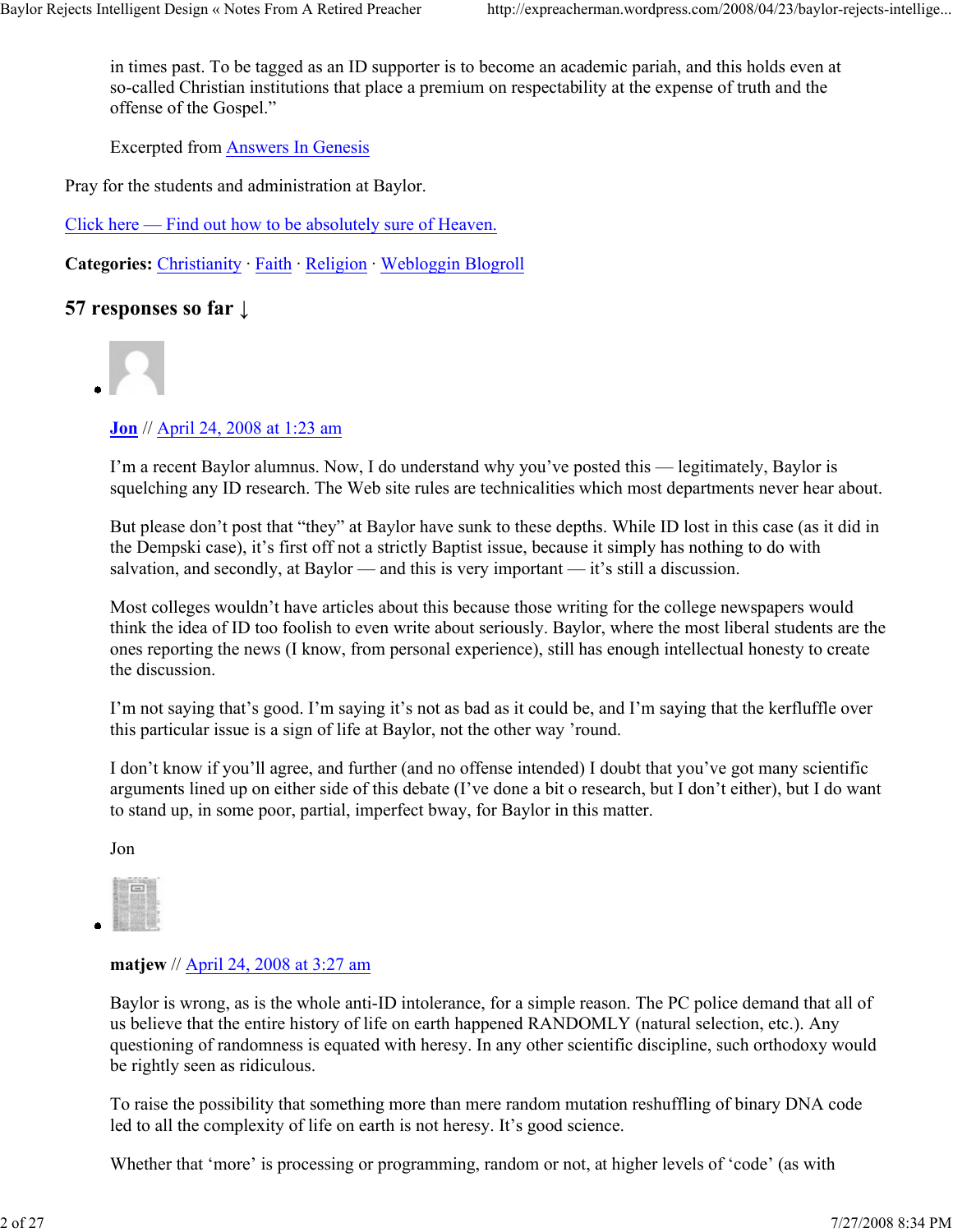in times past. To be tagged as an ID supporter is to become an academic pariah, and this holds even at so-called Christian institutions that place a premium on respectability at the expense of truth and the offense of the Gospel."

Excerpted from [Answers In Genesis]

Pray for the students and administration at Baylor.

[Click here — Find out how to be absolutely sure of Heaven.]

**Categories:** Christianity · Faith · Religion · Webloggin Blogroll

## 57 responses so far ↓

- **Jon** // April 24, 2008 at 1:23 am

  I'm a recent Baylor alumnus. Now, I do understand why you've posted this — legitimately, Baylor is squelching any ID research. The Web site rules are technicalities which most departments never hear about.

  But please don't post that "they" at Baylor have sunk to these depths. While ID lost in this case (as it did in the Dempski case), it's first off not a strictly Baptist issue, because it simply has nothing to do with salvation, and secondly, at Baylor — and this is very important — it's still a discussion.

  Most colleges wouldn't have articles about this because those writing for the college newspapers would think the idea of ID too foolish to even write about seriously. Baylor, where the most liberal students are the ones reporting the news (I know, from personal experience), still has enough intellectual honesty to create the discussion.

  I'm not saying that's good. I'm saying it's not as bad as it could be, and I'm saying that the kerfluffle over this particular issue is a sign of life at Baylor, not the other way 'round.

  I don't know if you'll agree, and further (and no offense intended) I doubt that you've got many scientific arguments lined up on either side of this debate (I've done a bit o research, but I don't either), but I do want to stand up, in some poor, partial, imperfect bway, for Baylor in this matter.

  Jon

- **matjew** // April 24, 2008 at 3:27 am

  Baylor is wrong, as is the whole anti-ID intolerance, for a simple reason. The PC police demand that all of us believe that the entire history of life on earth happened RANDOMLY (natural selection, etc.). Any questioning of randomness is equated with heresy. In any other scientific discipline, such orthodoxy would be rightly seen as ridiculous.

  To raise the possibility that something more than mere random mutation reshuffling of binary DNA code led to all the complexity of life on earth is not heresy. It's good science.

  Whether that 'more' is processing or programming, random or not, at higher levels of 'code' (as with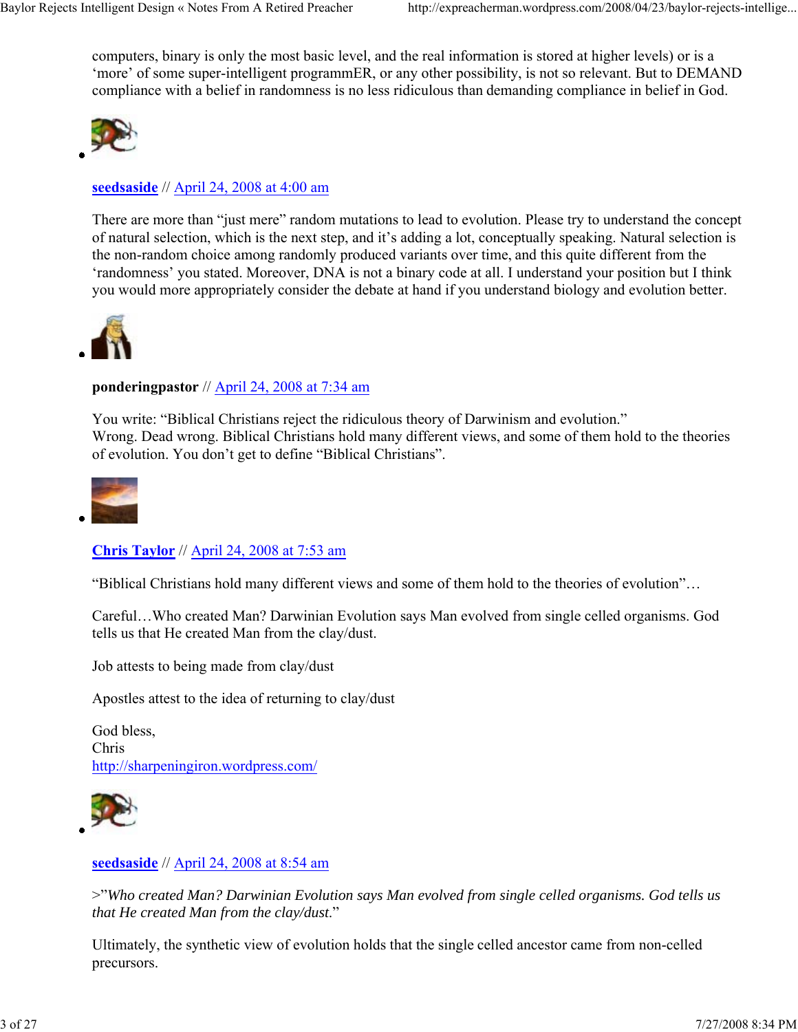computers, binary is only the most basic level, and the real information is stored at higher levels) or is a 'more' of some super-intelligent programmER, or any other possibility, is not so relevant. But to DEMAND compliance with a belief in randomness is no less ridiculous than demanding compliance in belief in God.

- **seedsaside** // April 24, 2008 at 4:00 am

  There are more than "just mere" random mutations to lead to evolution. Please try to understand the concept of natural selection, which is the next step, and it's adding a lot, conceptually speaking. Natural selection is the non-random choice among randomly produced variants over time, and this quite different from the 'randomness' you stated. Moreover, DNA is not a binary code at all. I understand your position but I think you would more appropriately consider the debate at hand if you understand biology and evolution better.

- **ponderingpastor** // April 24, 2008 at 7:34 am

  You write: "Biblical Christians reject the ridiculous theory of Darwinism and evolution."
  Wrong. Dead wrong. Biblical Christians hold many different views, and some of them hold to the theories of evolution. You don't get to define "Biblical Christians".

- **Chris Taylor** // April 24, 2008 at 7:53 am

  "Biblical Christians hold many different views and some of them hold to the theories of evolution"…

  Careful…Who created Man? Darwinian Evolution says Man evolved from single celled organisms. God tells us that He created Man from the clay/dust.

  Job attests to being made from clay/dust

  Apostles attest to the idea of returning to clay/dust

  God bless,
  Chris
  http://sharpeningiron.wordpress.com/

- **seedsaside** // April 24, 2008 at 8:54 am

  >"*Who created Man? Darwinian Evolution says Man evolved from single celled organisms. God tells us that He created Man from the clay/dust.*"

  Ultimately, the synthetic view of evolution holds that the single celled ancestor came from non-celled precursors.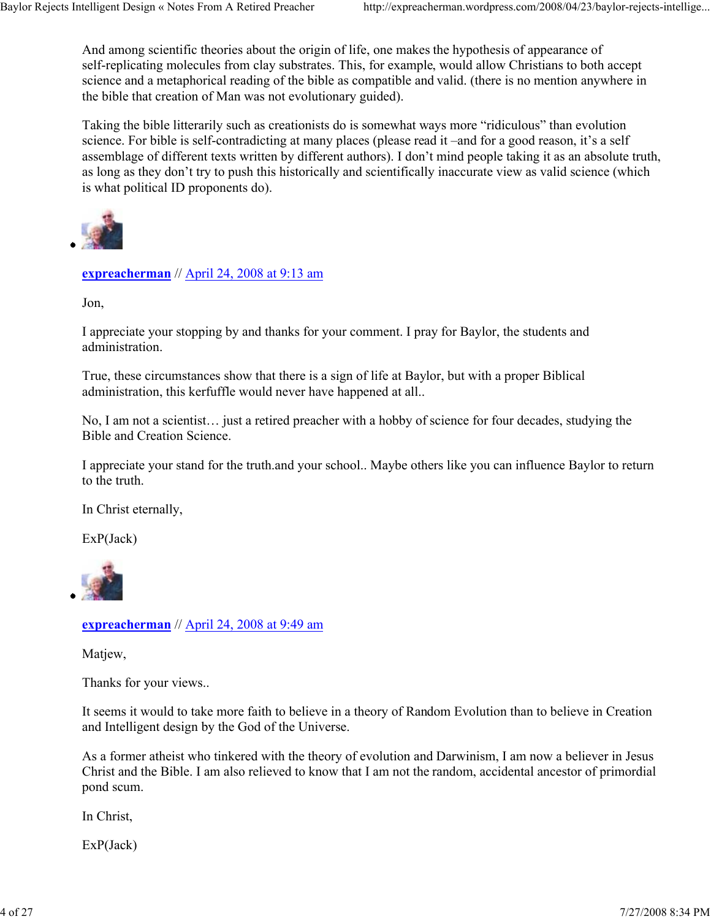And among scientific theories about the origin of life, one makes the hypothesis of appearance of self-replicating molecules from clay substrates. This, for example, would allow Christians to both accept science and a metaphorical reading of the bible as compatible and valid. (there is no mention anywhere in the bible that creation of Man was not evolutionary guided).

Taking the bible litterarily such as creationists do is somewhat ways more "ridiculous" than evolution science. For bible is self-contradicting at many places (please read it –and for a good reason, it's a self assemblage of different texts written by different authors). I don't mind people taking it as an absolute truth, as long as they don't try to push this historically and scientifically inaccurate view as valid science (which is what political ID proponents do).

- **expreacherman** // April 24, 2008 at 9:13 am

  Jon,

  I appreciate your stopping by and thanks for your comment. I pray for Baylor, the students and administration.

  True, these circumstances show that there is a sign of life at Baylor, but with a proper Biblical administration, this kerfuffle would never have happened at all..

  No, I am not a scientist… just a retired preacher with a hobby of science for four decades, studying the Bible and Creation Science.

  I appreciate your stand for the truth.and your school.. Maybe others like you can influence Baylor to return to the truth.

  In Christ eternally,

  ExP(Jack)

- **expreacherman** // April 24, 2008 at 9:49 am

  Matjew,

  Thanks for your views..

  It seems it would to take more faith to believe in a theory of Random Evolution than to believe in Creation and Intelligent design by the God of the Universe.

  As a former atheist who tinkered with the theory of evolution and Darwinism, I am now a believer in Jesus Christ and the Bible. I am also relieved to know that I am not the random, accidental ancestor of primordial pond scum.

  In Christ,

  ExP(Jack)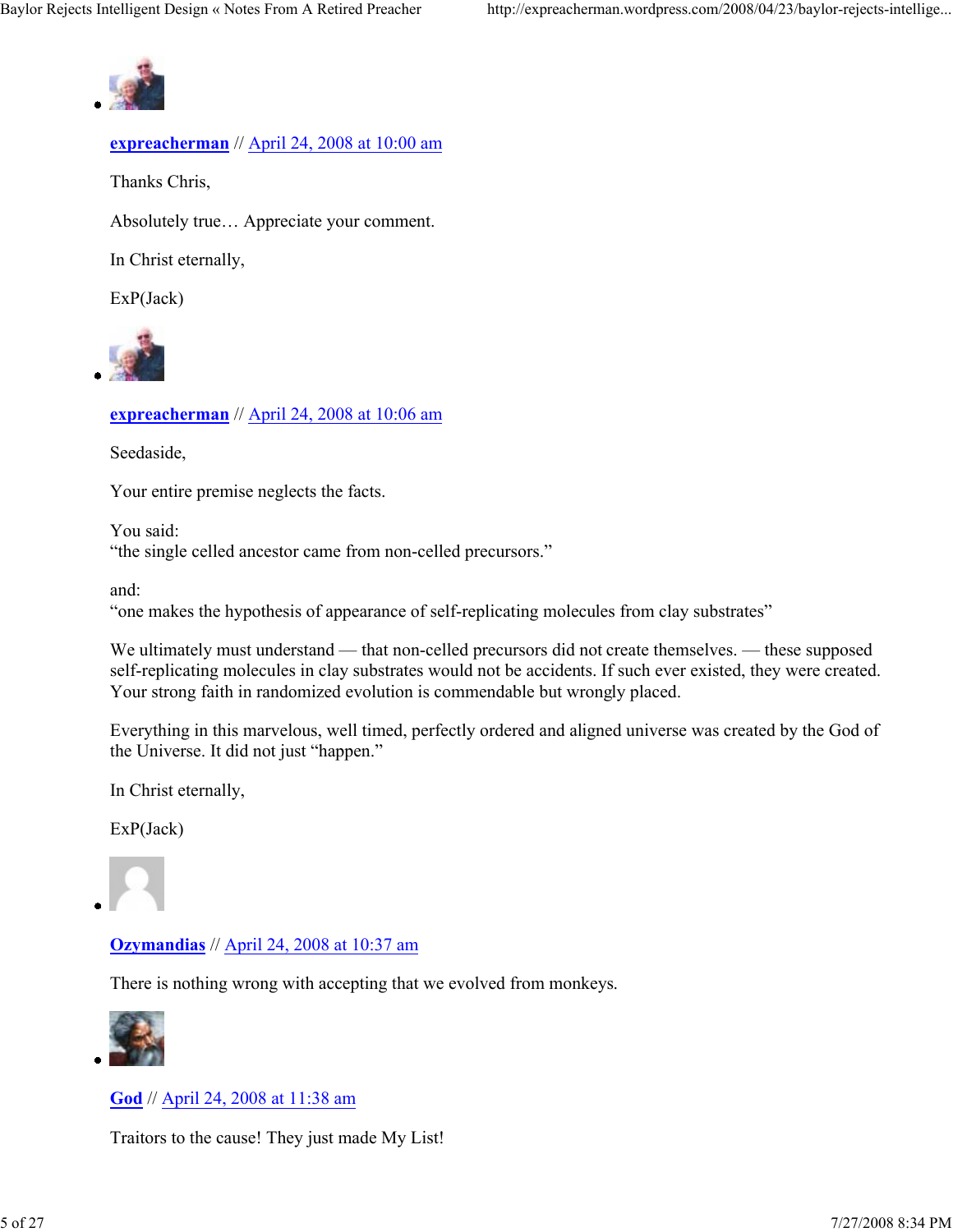- **expreacherman** // April 24, 2008 at 10:00 am

  Thanks Chris,

  Absolutely true… Appreciate your comment.

  In Christ eternally,

  ExP(Jack)

- **expreacherman** // April 24, 2008 at 10:06 am

  Seedaside,

  Your entire premise neglects the facts.

  You said:
  "the single celled ancestor came from non-celled precursors."

  and:
  "one makes the hypothesis of appearance of self-replicating molecules from clay substrates"

  We ultimately must understand — that non-celled precursors did not create themselves. — these supposed self-replicating molecules in clay substrates would not be accidents. If such ever existed, they were created. Your strong faith in randomized evolution is commendable but wrongly placed.

  Everything in this marvelous, well timed, perfectly ordered and aligned universe was created by the God of the Universe. It did not just "happen."

  In Christ eternally,

  ExP(Jack)

- **Ozymandias** // April 24, 2008 at 10:37 am

  There is nothing wrong with accepting that we evolved from monkeys.

- **God** // April 24, 2008 at 11:38 am

  Traitors to the cause! They just made My List!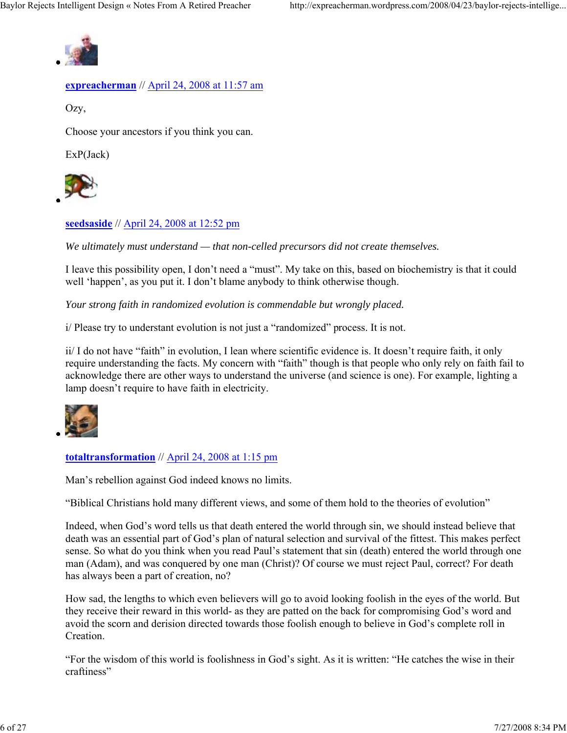- **expreacherman** // April 24, 2008 at 11:57 am

  Ozy,

  Choose your ancestors if you think you can.

  ExP(Jack)

- **seedsaside** // April 24, 2008 at 12:52 pm

  *We ultimately must understand — that non-celled precursors did not create themselves.*

  I leave this possibility open, I don't need a "must". My take on this, based on biochemistry is that it could well 'happen', as you put it. I don't blame anybody to think otherwise though.

  *Your strong faith in randomized evolution is commendable but wrongly placed.*

  i/ Please try to understant evolution is not just a "randomized" process. It is not.

  ii/ I do not have "faith" in evolution, I lean where scientific evidence is. It doesn't require faith, it only require understanding the facts. My concern with "faith" though is that people who only rely on faith fail to acknowledge there are other ways to understand the universe (and science is one). For example, lighting a lamp doesn't require to have faith in electricity.

- **totaltransformation** // April 24, 2008 at 1:15 pm

  Man's rebellion against God indeed knows no limits.

  "Biblical Christians hold many different views, and some of them hold to the theories of evolution"

  Indeed, when God's word tells us that death entered the world through sin, we should instead believe that death was an essential part of God's plan of natural selection and survival of the fittest. This makes perfect sense. So what do you think when you read Paul's statement that sin (death) entered the world through one man (Adam), and was conquered by one man (Christ)? Of course we must reject Paul, correct? For death has always been a part of creation, no?

  How sad, the lengths to which even believers will go to avoid looking foolish in the eyes of the world. But they receive their reward in this world- as they are patted on the back for compromising God's word and avoid the scorn and derision directed towards those foolish enough to believe in God's complete roll in Creation.

  "For the wisdom of this world is foolishness in God's sight. As it is written: "He catches the wise in their craftiness"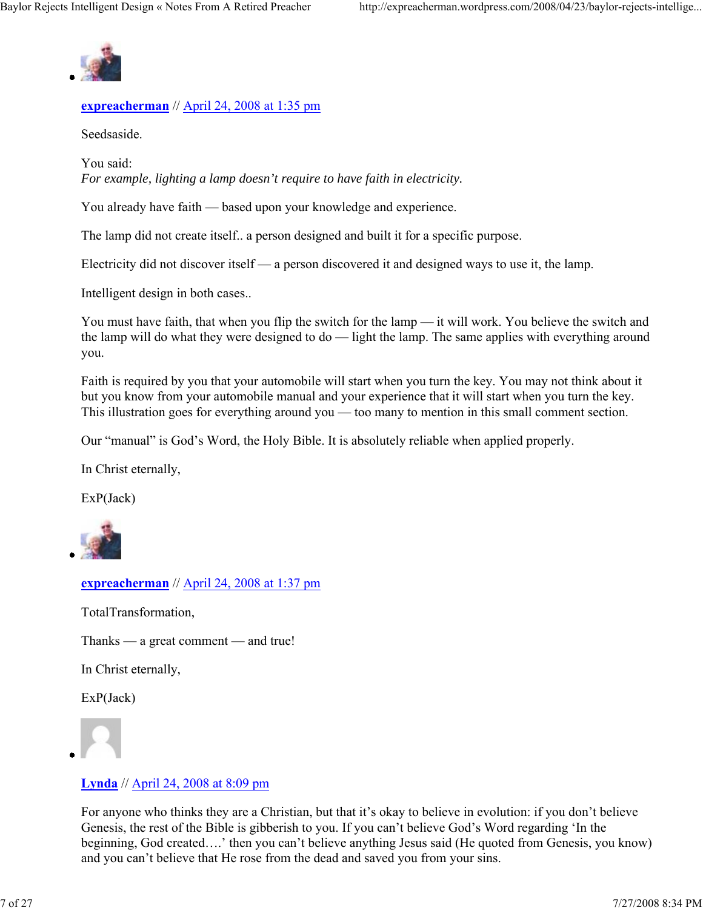- **expreacherman** // April 24, 2008 at 1:35 pm

  Seedsaside.

  You said:
  *For example, lighting a lamp doesn't require to have faith in electricity.*

  You already have faith — based upon your knowledge and experience.

  The lamp did not create itself.. a person designed and built it for a specific purpose.

  Electricity did not discover itself — a person discovered it and designed ways to use it, the lamp.

  Intelligent design in both cases..

  You must have faith, that when you flip the switch for the lamp — it will work. You believe the switch and the lamp will do what they were designed to do — light the lamp. The same applies with everything around you.

  Faith is required by you that your automobile will start when you turn the key. You may not think about it but you know from your automobile manual and your experience that it will start when you turn the key. This illustration goes for everything around you — too many to mention in this small comment section.

  Our "manual" is God's Word, the Holy Bible. It is absolutely reliable when applied properly.

  In Christ eternally,

  ExP(Jack)

- **expreacherman** // April 24, 2008 at 1:37 pm

  TotalTransformation,

  Thanks — a great comment — and true!

  In Christ eternally,

  ExP(Jack)

- **Lynda** // April 24, 2008 at 8:09 pm

  For anyone who thinks they are a Christian, but that it's okay to believe in evolution: if you don't believe Genesis, the rest of the Bible is gibberish to you. If you can't believe God's Word regarding 'In the beginning, God created….' then you can't believe anything Jesus said (He quoted from Genesis, you know) and you can't believe that He rose from the dead and saved you from your sins.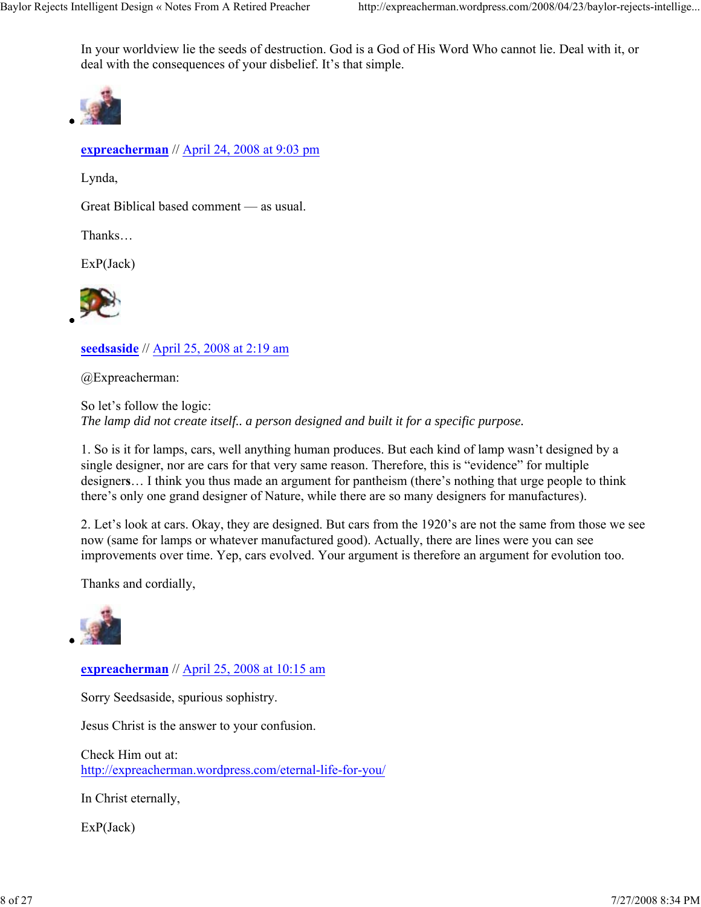In your worldview lie the seeds of destruction. God is a God of His Word Who cannot lie. Deal with it, or deal with the consequences of your disbelief. It's that simple.

- **expreacherman** // April 24, 2008 at 9:03 pm

  Lynda,

  Great Biblical based comment — as usual.

  Thanks…

  ExP(Jack)

- **seedsaside** // April 25, 2008 at 2:19 am

  @Expreacherman:

  So let's follow the logic:
  *The lamp did not create itself.. a person designed and built it for a specific purpose.*

  1. So is it for lamps, cars, well anything human produces. But each kind of lamp wasn't designed by a single designer, nor are cars for that very same reason. Therefore, this is "evidence" for multiple designer**s**… I think you thus made an argument for pantheism (there's nothing that urge people to think there's only one grand designer of Nature, while there are so many designers for manufactures).

  2. Let's look at cars. Okay, they are designed. But cars from the 1920's are not the same from those we see now (same for lamps or whatever manufactured good). Actually, there are lines were you can see improvements over time. Yep, cars evolved. Your argument is therefore an argument for evolution too.

  Thanks and cordially,

- **expreacherman** // April 25, 2008 at 10:15 am

  Sorry Seedsaside, spurious sophistry.

  Jesus Christ is the answer to your confusion.

  Check Him out at:
  http://expreacherman.wordpress.com/eternal-life-for-you/

  In Christ eternally,

  ExP(Jack)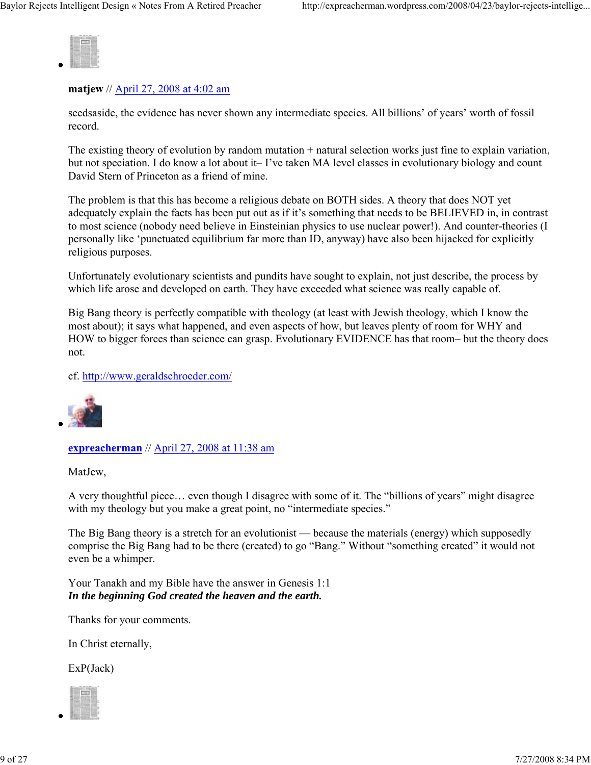**matjew** // April 27, 2008 at 4:02 am

seedsaside, the evidence has never shown any intermediate species. All billions' of years' worth of fossil record.

The existing theory of evolution by random mutation + natural selection works just fine to explain variation, but not speciation. I do know a lot about it– I've taken MA level classes in evolutionary biology and count David Stern of Princeton as a friend of mine.

The problem is that this has become a religious debate on BOTH sides. A theory that does NOT yet adequately explain the facts has been put out as if it's something that needs to be BELIEVED in, in contrast to most science (nobody need believe in Einsteinian physics to use nuclear power!). And counter-theories (I personally like 'punctuated equilibrium far more than ID, anyway) have also been hijacked for explicitly religious purposes.

Unfortunately evolutionary scientists and pundits have sought to explain, not just describe, the process by which life arose and developed on earth. They have exceeded what science was really capable of.

Big Bang theory is perfectly compatible with theology (at least with Jewish theology, which I know the most about); it says what happened, and even aspects of how, but leaves plenty of room for WHY and HOW to bigger forces than science can grasp. Evolutionary EVIDENCE has that room– but the theory does not.

cf. http://www.geraldschroeder.com/

**expreacherman** // April 27, 2008 at 11:38 am

MatJew,

A very thoughtful piece… even though I disagree with some of it. The "billions of years" might disagree with my theology but you make a great point, no "intermediate species."

The Big Bang theory is a stretch for an evolutionist — because the materials (energy) which supposedly comprise the Big Bang had to be there (created) to go "Bang." Without "something created" it would not even be a whimper.

Your Tanakh and my Bible have the answer in Genesis 1:1
***In the beginning God created the heaven and the earth.***

Thanks for your comments.

In Christ eternally,

ExP(Jack)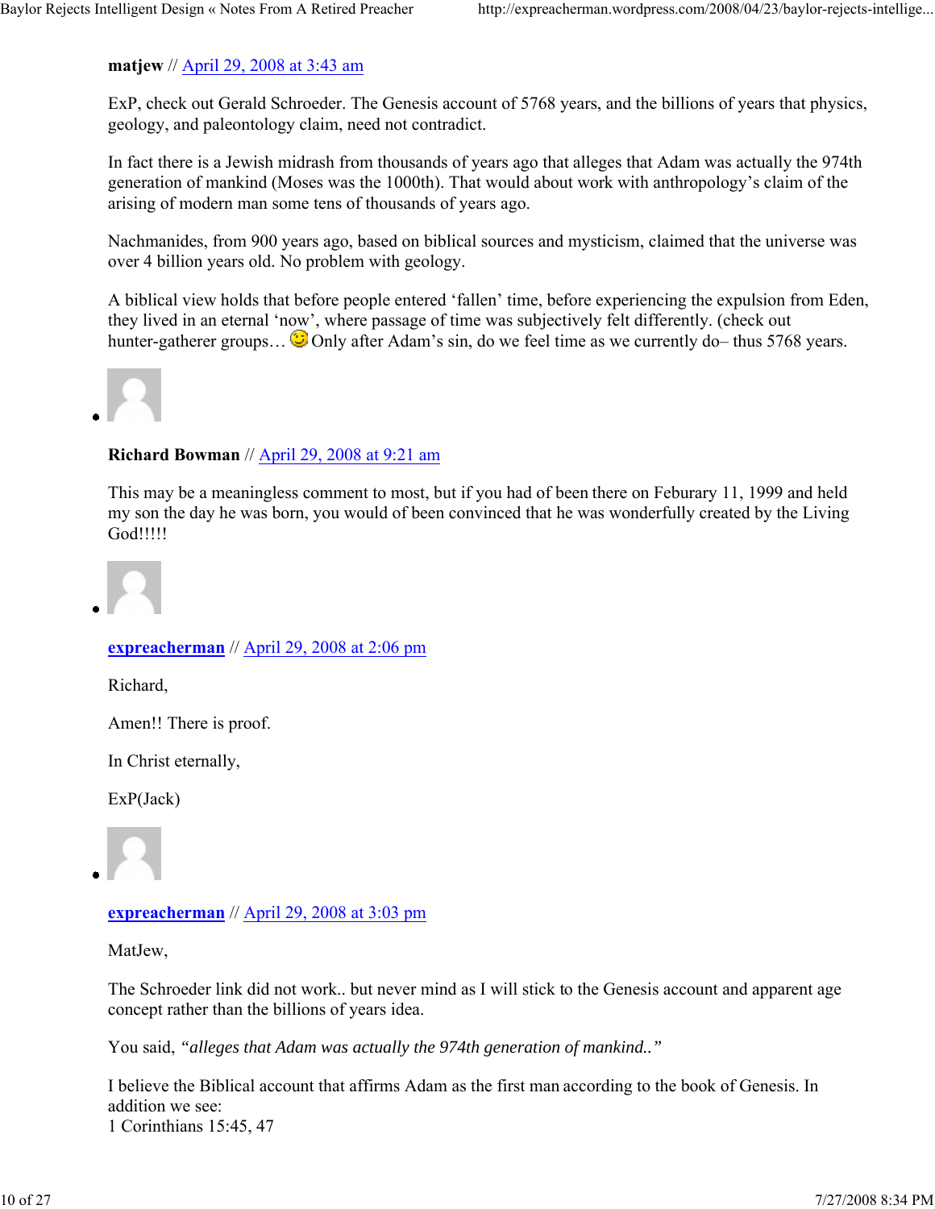**matjew** // April 29, 2008 at 3:43 am

ExP, check out Gerald Schroeder. The Genesis account of 5768 years, and the billions of years that physics, geology, and paleontology claim, need not contradict.

In fact there is a Jewish midrash from thousands of years ago that alleges that Adam was actually the 974th generation of mankind (Moses was the 1000th). That would about work with anthropology's claim of the arising of modern man some tens of thousands of years ago.

Nachmanides, from 900 years ago, based on biblical sources and mysticism, claimed that the universe was over 4 billion years old. No problem with geology.

A biblical view holds that before people entered 'fallen' time, before experiencing the expulsion from Eden, they lived in an eternal 'now', where passage of time was subjectively felt differently. (check out hunter-gatherer groups… 😉 Only after Adam's sin, do we feel time as we currently do– thus 5768 years.

- **Richard Bowman** // April 29, 2008 at 9:21 am

This may be a meaningless comment to most, but if you had of been there on Feburary 11, 1999 and held my son the day he was born, you would of been convinced that he was wonderfully created by the Living God!!!!!

- **expreacherman** // April 29, 2008 at 2:06 pm

Richard,

Amen!! There is proof.

In Christ eternally,

ExP(Jack)

- **expreacherman** // April 29, 2008 at 3:03 pm

MatJew,

The Schroeder link did not work.. but never mind as I will stick to the Genesis account and apparent age concept rather than the billions of years idea.

You said, *"alleges that Adam was actually the 974th generation of mankind.."*

I believe the Biblical account that affirms Adam as the first man according to the book of Genesis. In addition we see:
1 Corinthians 15:45, 47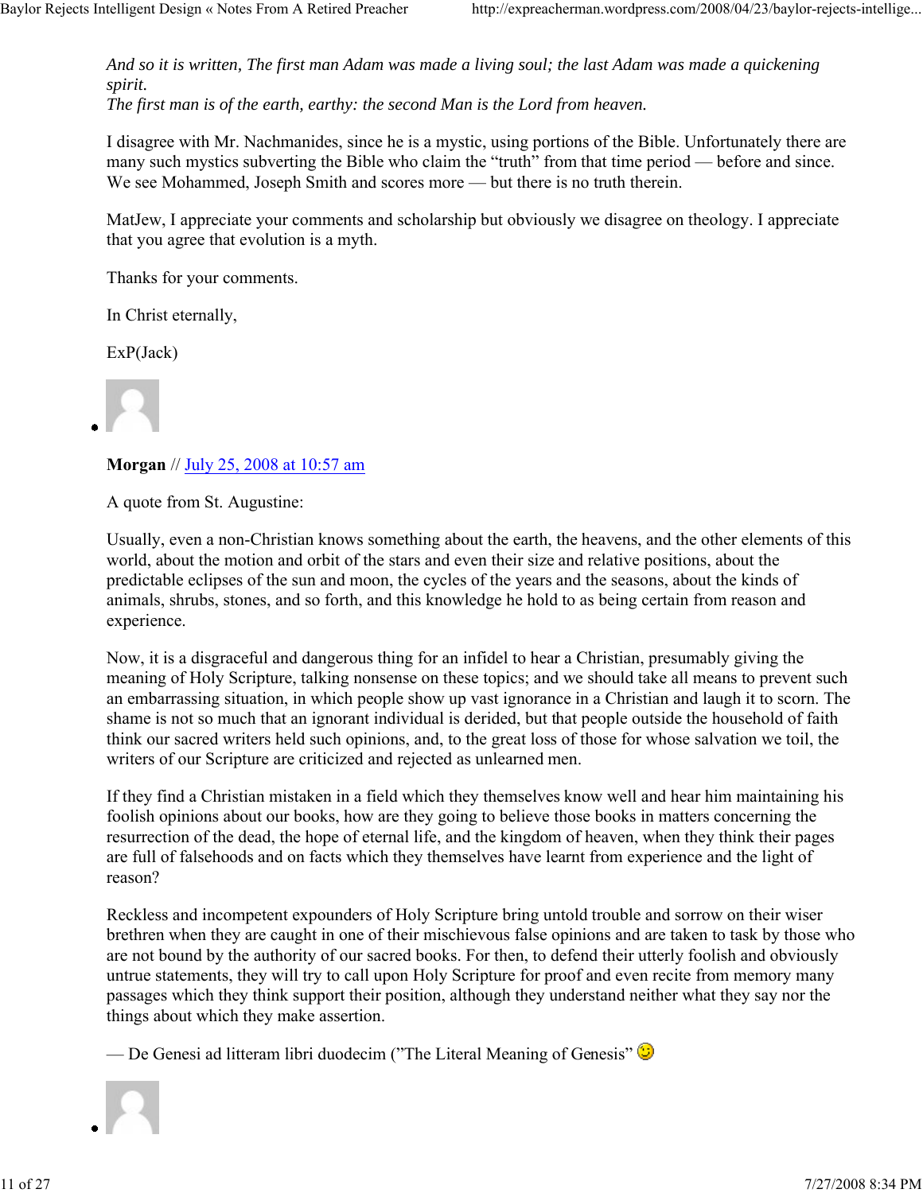*And so it is written, The first man Adam was made a living soul; the last Adam was made a quickening spirit.*
*The first man is of the earth, earthy: the second Man is the Lord from heaven.*

I disagree with Mr. Nachmanides, since he is a mystic, using portions of the Bible. Unfortunately there are many such mystics subverting the Bible who claim the "truth" from that time period — before and since. We see Mohammed, Joseph Smith and scores more — but there is no truth therein.

MatJew, I appreciate your comments and scholarship but obviously we disagree on theology. I appreciate that you agree that evolution is a myth.

Thanks for your comments.

In Christ eternally,

ExP(Jack)

- **Morgan** // July 25, 2008 at 10:57 am

  A quote from St. Augustine:

  Usually, even a non-Christian knows something about the earth, the heavens, and the other elements of this world, about the motion and orbit of the stars and even their size and relative positions, about the predictable eclipses of the sun and moon, the cycles of the years and the seasons, about the kinds of animals, shrubs, stones, and so forth, and this knowledge he hold to as being certain from reason and experience.

  Now, it is a disgraceful and dangerous thing for an infidel to hear a Christian, presumably giving the meaning of Holy Scripture, talking nonsense on these topics; and we should take all means to prevent such an embarrassing situation, in which people show up vast ignorance in a Christian and laugh it to scorn. The shame is not so much that an ignorant individual is derided, but that people outside the household of faith think our sacred writers held such opinions, and, to the great loss of those for whose salvation we toil, the writers of our Scripture are criticized and rejected as unlearned men.

  If they find a Christian mistaken in a field which they themselves know well and hear him maintaining his foolish opinions about our books, how are they going to believe those books in matters concerning the resurrection of the dead, the hope of eternal life, and the kingdom of heaven, when they think their pages are full of falsehoods and on facts which they themselves have learnt from experience and the light of reason?

  Reckless and incompetent expounders of Holy Scripture bring untold trouble and sorrow on their wiser brethren when they are caught in one of their mischievous false opinions and are taken to task by those who are not bound by the authority of our sacred books. For then, to defend their utterly foolish and obviously untrue statements, they will try to call upon Holy Scripture for proof and even recite from memory many passages which they think support their position, although they understand neither what they say nor the things about which they make assertion.

  — De Genesi ad litteram libri duodecim ("The Literal Meaning of Genesis" 😉

-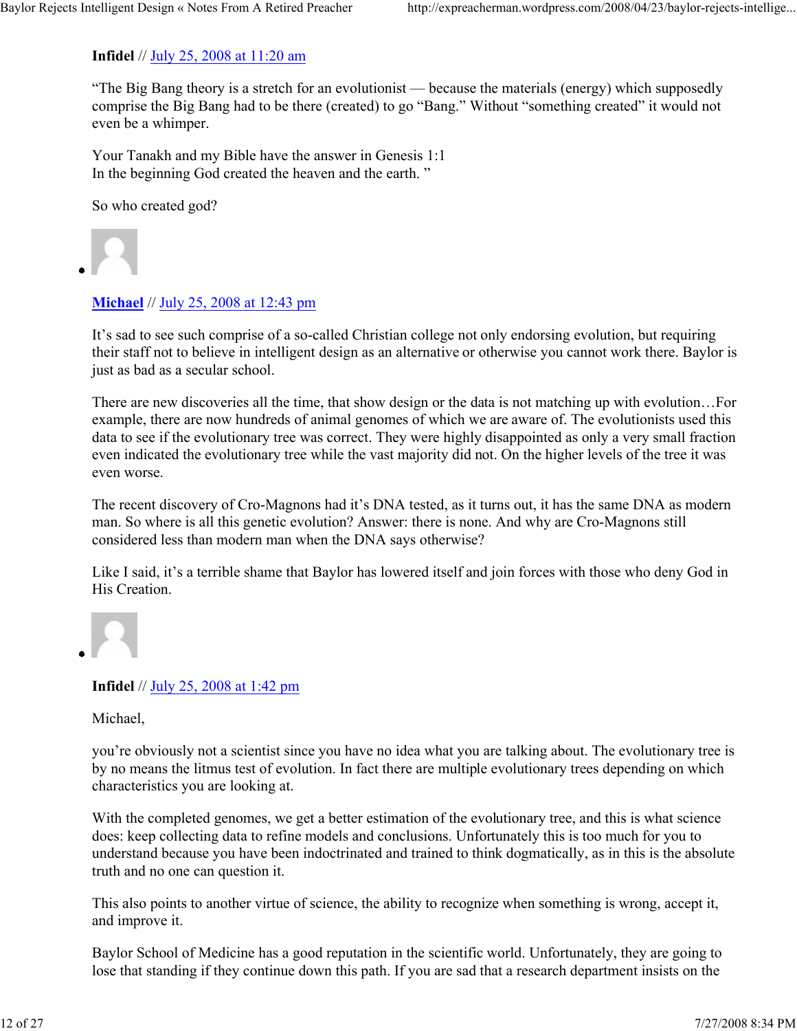**Infidel** // July 25, 2008 at 11:20 am

"The Big Bang theory is a stretch for an evolutionist — because the materials (energy) which supposedly comprise the Big Bang had to be there (created) to go "Bang." Without "something created" it would not even be a whimper.

Your Tanakh and my Bible have the answer in Genesis 1:1
In the beginning God created the heaven and the earth. "

So who created god?

**Michael** // July 25, 2008 at 12:43 pm

It's sad to see such comprise of a so-called Christian college not only endorsing evolution, but requiring their staff not to believe in intelligent design as an alternative or otherwise you cannot work there. Baylor is just as bad as a secular school.

There are new discoveries all the time, that show design or the data is not matching up with evolution…For example, there are now hundreds of animal genomes of which we are aware of. The evolutionists used this data to see if the evolutionary tree was correct. They were highly disappointed as only a very small fraction even indicated the evolutionary tree while the vast majority did not. On the higher levels of the tree it was even worse.

The recent discovery of Cro-Magnons had it's DNA tested, as it turns out, it has the same DNA as modern man. So where is all this genetic evolution? Answer: there is none. And why are Cro-Magnons still considered less than modern man when the DNA says otherwise?

Like I said, it's a terrible shame that Baylor has lowered itself and join forces with those who deny God in His Creation.

**Infidel** // July 25, 2008 at 1:42 pm

Michael,

you're obviously not a scientist since you have no idea what you are talking about. The evolutionary tree is by no means the litmus test of evolution. In fact there are multiple evolutionary trees depending on which characteristics you are looking at.

With the completed genomes, we get a better estimation of the evolutionary tree, and this is what science does: keep collecting data to refine models and conclusions. Unfortunately this is too much for you to understand because you have been indoctrinated and trained to think dogmatically, as in this is the absolute truth and no one can question it.

This also points to another virtue of science, the ability to recognize when something is wrong, accept it, and improve it.

Baylor School of Medicine has a good reputation in the scientific world. Unfortunately, they are going to lose that standing if they continue down this path. If you are sad that a research department insists on the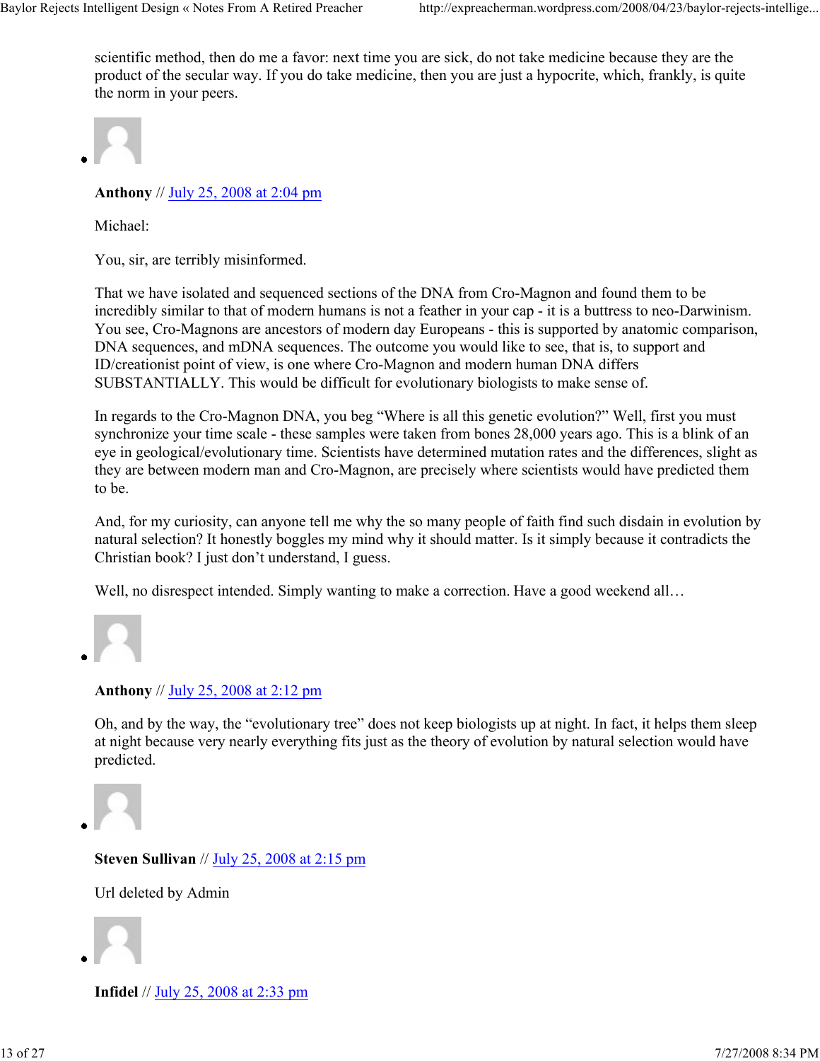scientific method, then do me a favor: next time you are sick, do not take medicine because they are the product of the secular way. If you do take medicine, then you are just a hypocrite, which, frankly, is quite the norm in your peers.

- **Anthony** // July 25, 2008 at 2:04 pm

  Michael:

  You, sir, are terribly misinformed.

  That we have isolated and sequenced sections of the DNA from Cro-Magnon and found them to be incredibly similar to that of modern humans is not a feather in your cap - it is a buttress to neo-Darwinism. You see, Cro-Magnons are ancestors of modern day Europeans - this is supported by anatomic comparison, DNA sequences, and mDNA sequences. The outcome you would like to see, that is, to support and ID/creationist point of view, is one where Cro-Magnon and modern human DNA differs SUBSTANTIALLY. This would be difficult for evolutionary biologists to make sense of.

  In regards to the Cro-Magnon DNA, you beg “Where is all this genetic evolution?” Well, first you must synchronize your time scale - these samples were taken from bones 28,000 years ago. This is a blink of an eye in geological/evolutionary time. Scientists have determined mutation rates and the differences, slight as they are between modern man and Cro-Magnon, are precisely where scientists would have predicted them to be.

  And, for my curiosity, can anyone tell me why the so many people of faith find such disdain in evolution by natural selection? It honestly boggles my mind why it should matter. Is it simply because it contradicts the Christian book? I just don’t understand, I guess.

  Well, no disrespect intended. Simply wanting to make a correction. Have a good weekend all…

- **Anthony** // July 25, 2008 at 2:12 pm

  Oh, and by the way, the “evolutionary tree” does not keep biologists up at night. In fact, it helps them sleep at night because very nearly everything fits just as the theory of evolution by natural selection would have predicted.

- **Steven Sullivan** // July 25, 2008 at 2:15 pm

  Url deleted by Admin

- **Infidel** // July 25, 2008 at 2:33 pm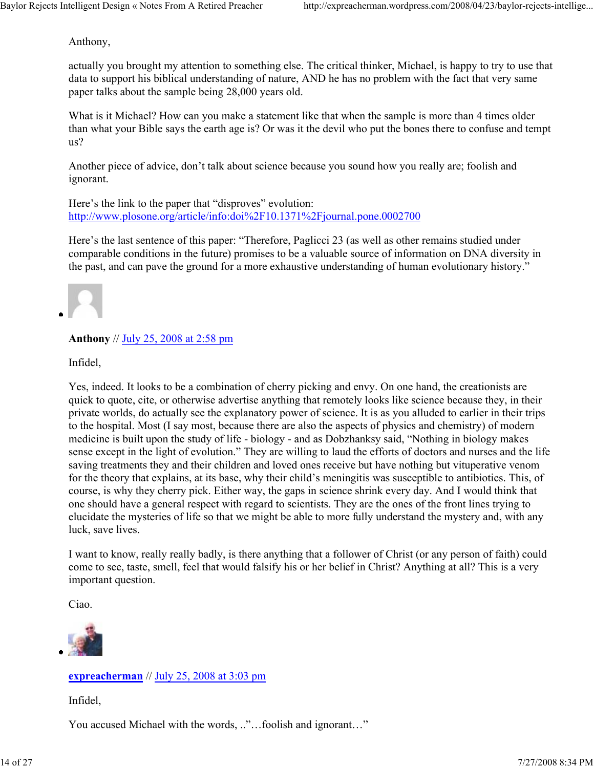Anthony,

actually you brought my attention to something else. The critical thinker, Michael, is happy to try to use that data to support his biblical understanding of nature, AND he has no problem with the fact that very same paper talks about the sample being 28,000 years old.

What is it Michael? How can you make a statement like that when the sample is more than 4 times older than what your Bible says the earth age is? Or was it the devil who put the bones there to confuse and tempt us?

Another piece of advice, don't talk about science because you sound how you really are; foolish and ignorant.

Here's the link to the paper that "disproves" evolution:
[http://www.plosone.org/article/info:doi%2F10.1371%2Fjournal.pone.0002700](http://www.plosone.org/article/info:doi%2F10.1371%2Fjournal.pone.0002700)

Here's the last sentence of this paper: "Therefore, Paglicci 23 (as well as other remains studied under comparable conditions in the future) promises to be a valuable source of information on DNA diversity in the past, and can pave the ground for a more exhaustive understanding of human evolutionary history."

- **Anthony** // July 25, 2008 at 2:58 pm

  Infidel,

  Yes, indeed. It looks to be a combination of cherry picking and envy. On one hand, the creationists are quick to quote, cite, or otherwise advertise anything that remotely looks like science because they, in their private worlds, do actually see the explanatory power of science. It is as you alluded to earlier in their trips to the hospital. Most (I say most, because there are also the aspects of physics and chemistry) of modern medicine is built upon the study of life - biology - and as Dobzhanksy said, "Nothing in biology makes sense except in the light of evolution." They are willing to laud the efforts of doctors and nurses and the life saving treatments they and their children and loved ones receive but have nothing but vituperative venom for the theory that explains, at its base, why their child's meningitis was susceptible to antibiotics. This, of course, is why they cherry pick. Either way, the gaps in science shrink every day. And I would think that one should have a general respect with regard to scientists. They are the ones of the front lines trying to elucidate the mysteries of life so that we might be able to more fully understand the mystery and, with any luck, save lives.

  I want to know, really really badly, is there anything that a follower of Christ (or any person of faith) could come to see, taste, smell, feel that would falsify his or her belief in Christ? Anything at all? This is a very important question.

  Ciao.

- **expreacherman** // July 25, 2008 at 3:03 pm

  Infidel,

  You accused Michael with the words, .."…foolish and ignorant…"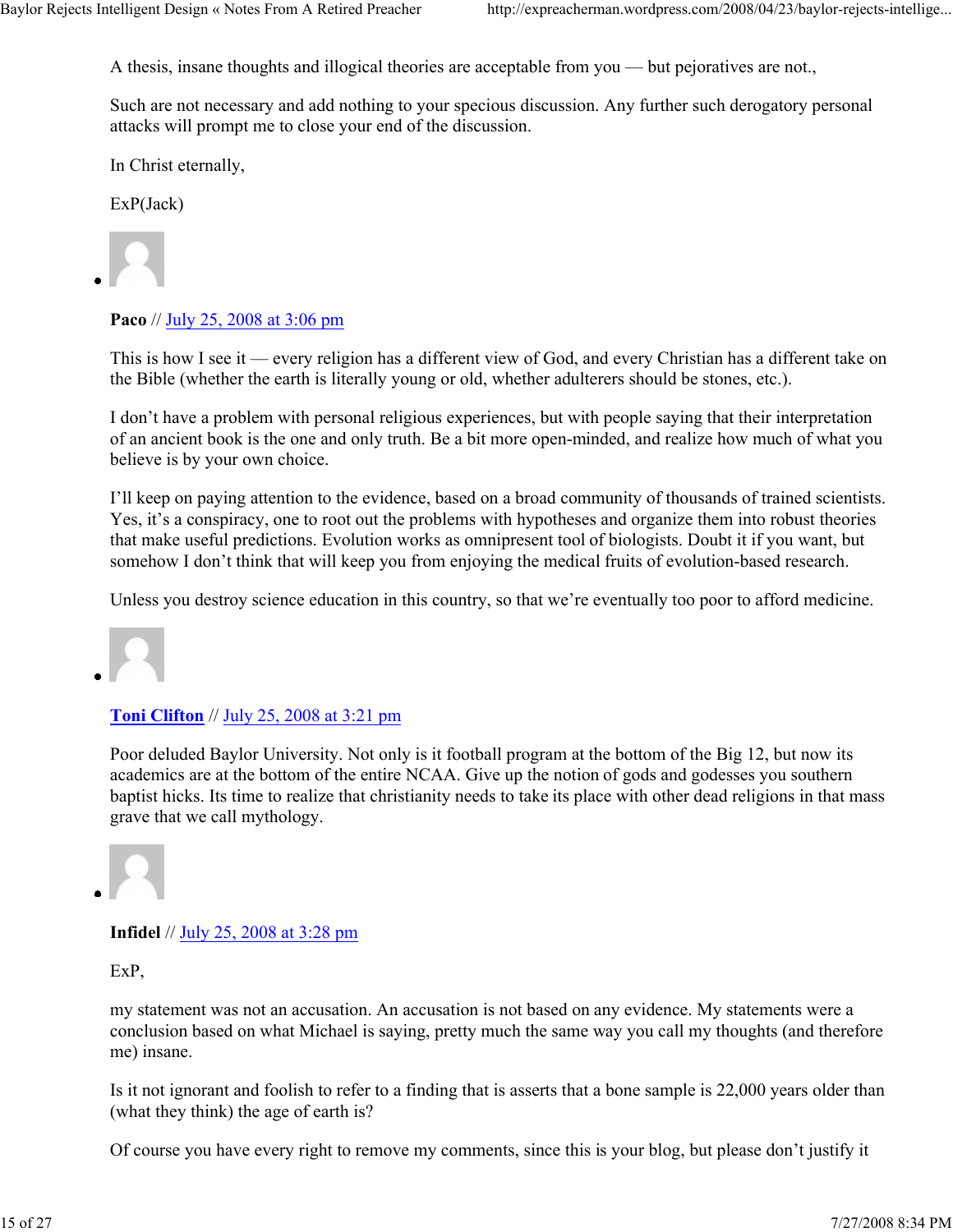A thesis, insane thoughts and illogical theories are acceptable from you — but pejoratives are not.,

Such are not necessary and add nothing to your specious discussion. Any further such derogatory personal attacks will prompt me to close your end of the discussion.

In Christ eternally,

ExP(Jack)

- **Paco** // July 25, 2008 at 3:06 pm

  This is how I see it — every religion has a different view of God, and every Christian has a different take on the Bible (whether the earth is literally young or old, whether adulterers should be stones, etc.).

  I don't have a problem with personal religious experiences, but with people saying that their interpretation of an ancient book is the one and only truth. Be a bit more open-minded, and realize how much of what you believe is by your own choice.

  I'll keep on paying attention to the evidence, based on a broad community of thousands of trained scientists. Yes, it's a conspiracy, one to root out the problems with hypotheses and organize them into robust theories that make useful predictions. Evolution works as omnipresent tool of biologists. Doubt it if you want, but somehow I don't think that will keep you from enjoying the medical fruits of evolution-based research.

  Unless you destroy science education in this country, so that we're eventually too poor to afford medicine.

- **Toni Clifton** // July 25, 2008 at 3:21 pm

  Poor deluded Baylor University. Not only is it football program at the bottom of the Big 12, but now its academics are at the bottom of the entire NCAA. Give up the notion of gods and godesses you southern baptist hicks. Its time to realize that christianity needs to take its place with other dead religions in that mass grave that we call mythology.

- **Infidel** // July 25, 2008 at 3:28 pm

  ExP,

  my statement was not an accusation. An accusation is not based on any evidence. My statements were a conclusion based on what Michael is saying, pretty much the same way you call my thoughts (and therefore me) insane.

  Is it not ignorant and foolish to refer to a finding that is asserts that a bone sample is 22,000 years older than (what they think) the age of earth is?

  Of course you have every right to remove my comments, since this is your blog, but please don't justify it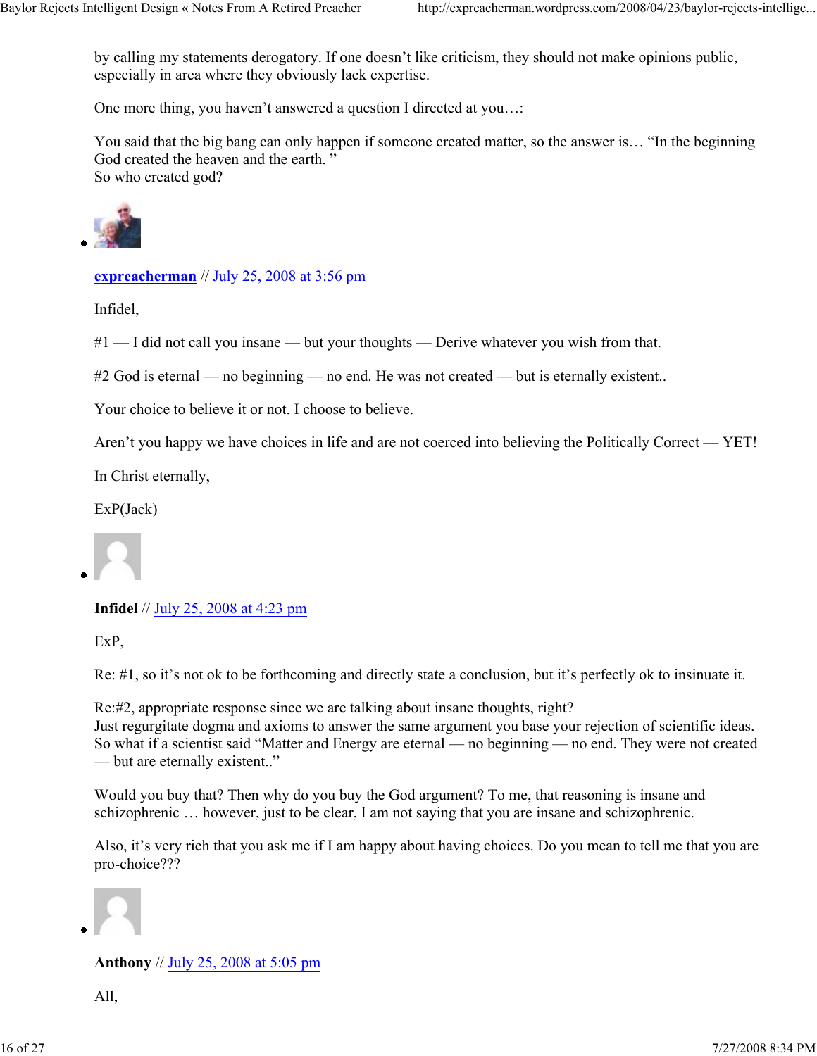by calling my statements derogatory. If one doesn't like criticism, they should not make opinions public, especially in area where they obviously lack expertise.

One more thing, you haven't answered a question I directed at you…:

You said that the big bang can only happen if someone created matter, so the answer is… "In the beginning God created the heaven and the earth. "
So who created god?

- **expreacherman** // July 25, 2008 at 3:56 pm

  Infidel,

  #1 — I did not call you insane — but your thoughts — Derive whatever you wish from that.

  #2 God is eternal — no beginning — no end. He was not created — but is eternally existent..

  Your choice to believe it or not. I choose to believe.

  Aren't you happy we have choices in life and are not coerced into believing the Politically Correct — YET!

  In Christ eternally,

  ExP(Jack)

- **Infidel** // July 25, 2008 at 4:23 pm

  ExP,

  Re: #1, so it's not ok to be forthcoming and directly state a conclusion, but it's perfectly ok to insinuate it.

  Re:#2, appropriate response since we are talking about insane thoughts, right?
  Just regurgitate dogma and axioms to answer the same argument you base your rejection of scientific ideas.
  So what if a scientist said "Matter and Energy are eternal — no beginning — no end. They were not created — but are eternally existent.."

  Would you buy that? Then why do you buy the God argument? To me, that reasoning is insane and schizophrenic … however, just to be clear, I am not saying that you are insane and schizophrenic.

  Also, it's very rich that you ask me if I am happy about having choices. Do you mean to tell me that you are pro-choice???

- **Anthony** // July 25, 2008 at 5:05 pm

  All,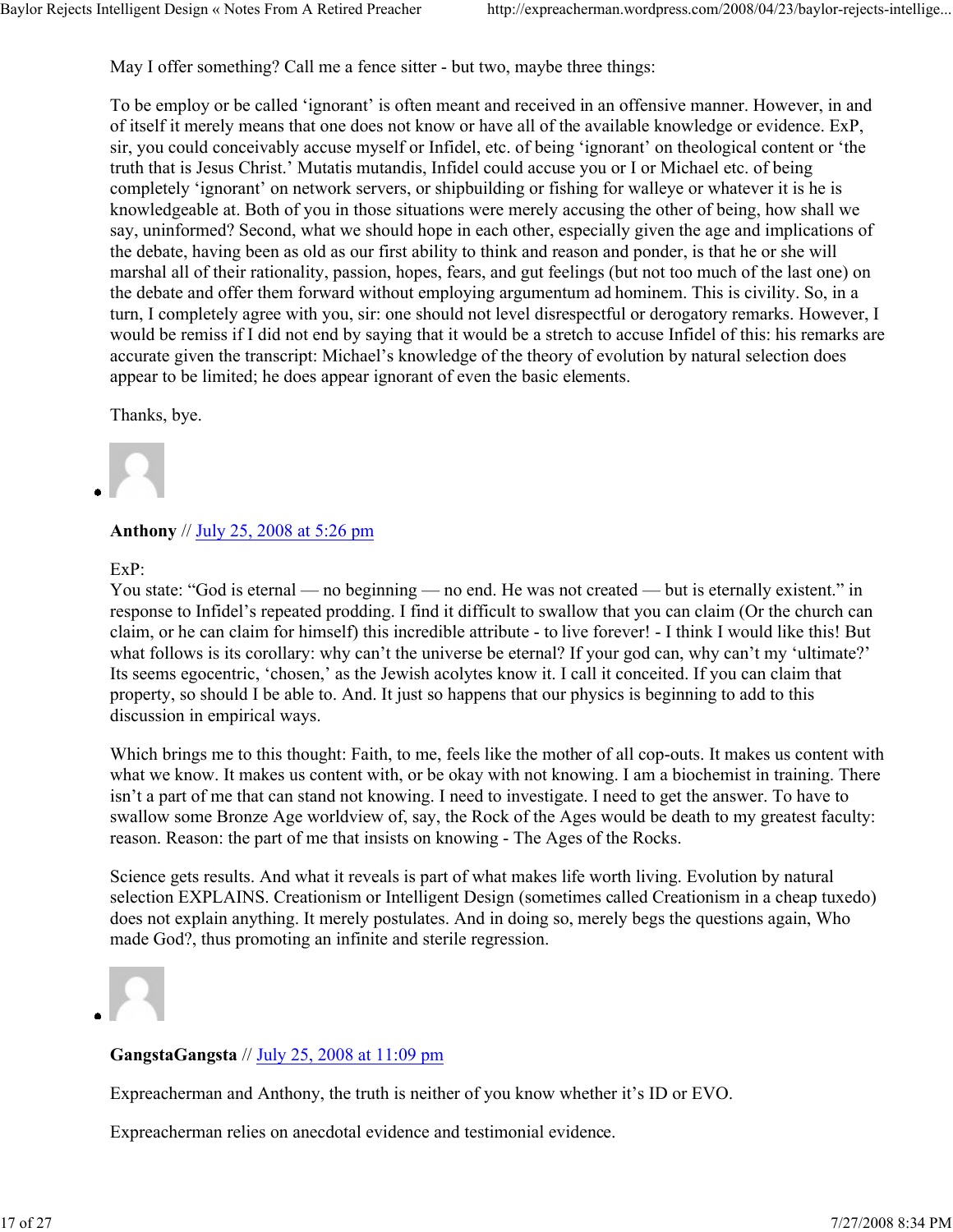May I offer something? Call me a fence sitter - but two, maybe three things:

To be employ or be called 'ignorant' is often meant and received in an offensive manner. However, in and of itself it merely means that one does not know or have all of the available knowledge or evidence. ExP, sir, you could conceivably accuse myself or Infidel, etc. of being 'ignorant' on theological content or 'the truth that is Jesus Christ.' Mutatis mutandis, Infidel could accuse you or I or Michael etc. of being completely 'ignorant' on network servers, or shipbuilding or fishing for walleye or whatever it is he is knowledgeable at. Both of you in those situations were merely accusing the other of being, how shall we say, uninformed? Second, what we should hope in each other, especially given the age and implications of the debate, having been as old as our first ability to think and reason and ponder, is that he or she will marshal all of their rationality, passion, hopes, fears, and gut feelings (but not too much of the last one) on the debate and offer them forward without employing argumentum ad hominem. This is civility. So, in a turn, I completely agree with you, sir: one should not level disrespectful or derogatory remarks. However, I would be remiss if I did not end by saying that it would be a stretch to accuse Infidel of this: his remarks are accurate given the transcript: Michael's knowledge of the theory of evolution by natural selection does appear to be limited; he does appear ignorant of even the basic elements.

Thanks, bye.

**Anthony** // July 25, 2008 at 5:26 pm

ExP:
You state: "God is eternal — no beginning — no end. He was not created — but is eternally existent." in response to Infidel's repeated prodding. I find it difficult to swallow that you can claim (Or the church can claim, or he can claim for himself) this incredible attribute - to live forever! - I think I would like this! But what follows is its corollary: why can't the universe be eternal? If your god can, why can't my 'ultimate?' Its seems egocentric, 'chosen,' as the Jewish acolytes know it. I call it conceited. If you can claim that property, so should I be able to. And. It just so happens that our physics is beginning to add to this discussion in empirical ways.

Which brings me to this thought: Faith, to me, feels like the mother of all cop-outs. It makes us content with what we know. It makes us content with, or be okay with not knowing. I am a biochemist in training. There isn't a part of me that can stand not knowing. I need to investigate. I need to get the answer. To have to swallow some Bronze Age worldview of, say, the Rock of the Ages would be death to my greatest faculty: reason. Reason: the part of me that insists on knowing - The Ages of the Rocks.

Science gets results. And what it reveals is part of what makes life worth living. Evolution by natural selection EXPLAINS. Creationism or Intelligent Design (sometimes called Creationism in a cheap tuxedo) does not explain anything. It merely postulates. And in doing so, merely begs the questions again, Who made God?, thus promoting an infinite and sterile regression.

**GangstaGangsta** // July 25, 2008 at 11:09 pm

Expreacherman and Anthony, the truth is neither of you know whether it's ID or EVO.

Expreacherman relies on anecdotal evidence and testimonial evidence.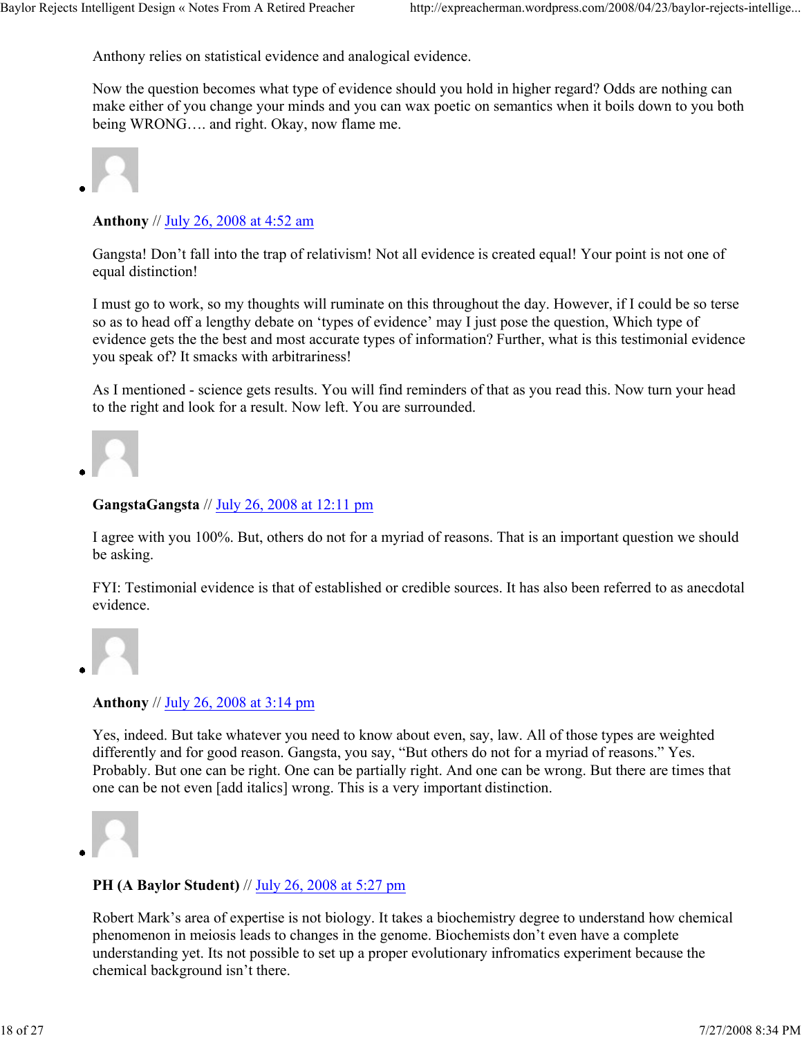Anthony relies on statistical evidence and analogical evidence.

Now the question becomes what type of evidence should you hold in higher regard? Odds are nothing can make either of you change your minds and you can wax poetic on semantics when it boils down to you both being WRONG…. and right. Okay, now flame me.

**Anthony** // July 26, 2008 at 4:52 am

Gangsta! Don't fall into the trap of relativism! Not all evidence is created equal! Your point is not one of equal distinction!

I must go to work, so my thoughts will ruminate on this throughout the day. However, if I could be so terse so as to head off a lengthy debate on 'types of evidence' may I just pose the question, Which type of evidence gets the the best and most accurate types of information? Further, what is this testimonial evidence you speak of? It smacks with arbitrariness!

As I mentioned - science gets results. You will find reminders of that as you read this. Now turn your head to the right and look for a result. Now left. You are surrounded.

**GangstaGangsta** // July 26, 2008 at 12:11 pm

I agree with you 100%. But, others do not for a myriad of reasons. That is an important question we should be asking.

FYI: Testimonial evidence is that of established or credible sources. It has also been referred to as anecdotal evidence.

**Anthony** // July 26, 2008 at 3:14 pm

Yes, indeed. But take whatever you need to know about even, say, law. All of those types are weighted differently and for good reason. Gangsta, you say, "But others do not for a myriad of reasons." Yes. Probably. But one can be right. One can be partially right. And one can be wrong. But there are times that one can be not even [add italics] wrong. This is a very important distinction.

**PH (A Baylor Student)** // July 26, 2008 at 5:27 pm

Robert Mark's area of expertise is not biology. It takes a biochemistry degree to understand how chemical phenomenon in meiosis leads to changes in the genome. Biochemists don't even have a complete understanding yet. Its not possible to set up a proper evolutionary infromatics experiment because the chemical background isn't there.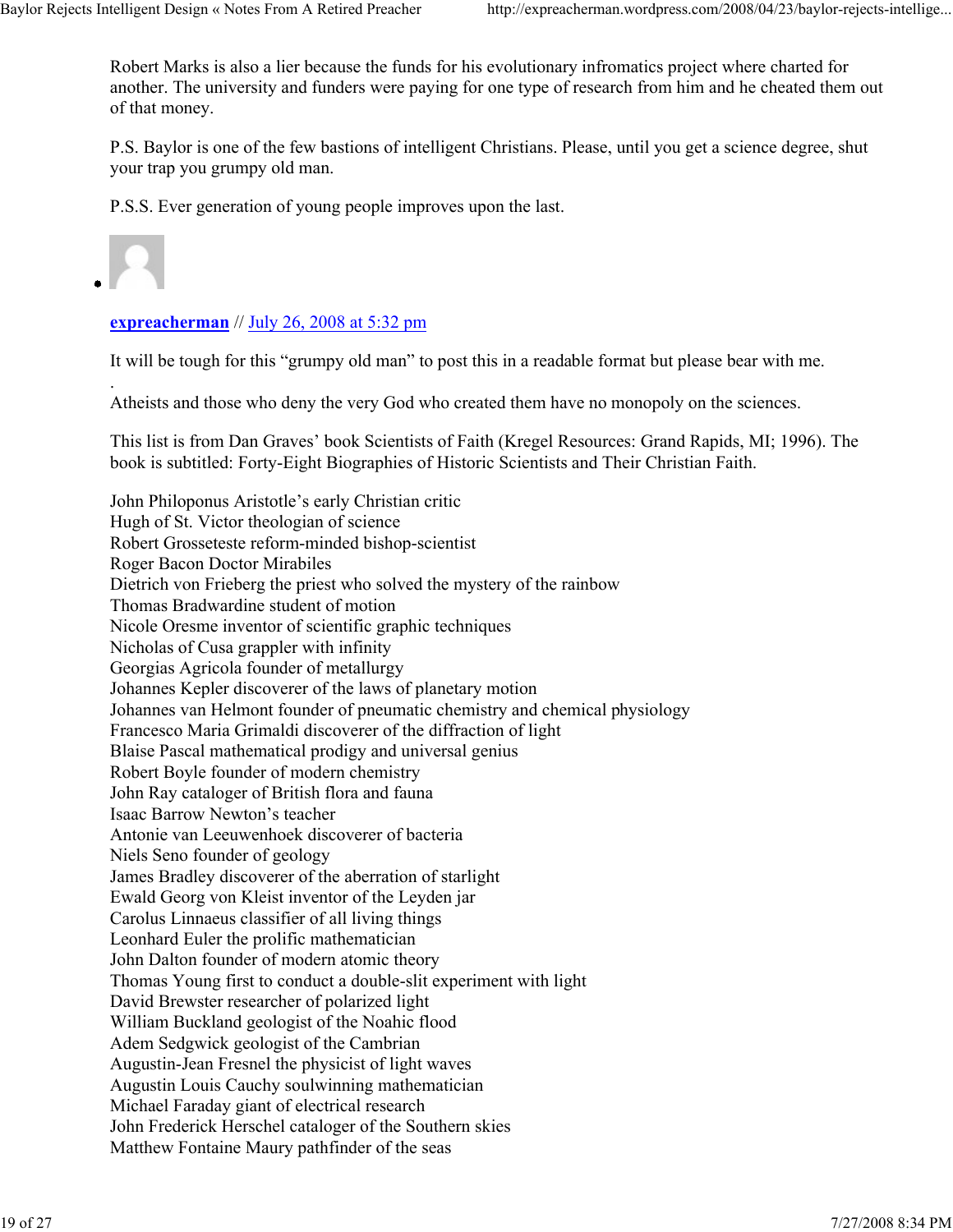Robert Marks is also a lier because the funds for his evolutionary infromatics project where charted for another. The university and funders were paying for one type of research from him and he cheated them out of that money.

P.S. Baylor is one of the few bastions of intelligent Christians. Please, until you get a science degree, shut your trap you grumpy old man.

P.S.S. Ever generation of young people improves upon the last.

- **expreacherman** // July 26, 2008 at 5:32 pm

  It will be tough for this "grumpy old man" to post this in a readable format but please bear with me.
  .
  Atheists and those who deny the very God who created them have no monopoly on the sciences.

  This list is from Dan Graves' book Scientists of Faith (Kregel Resources: Grand Rapids, MI; 1996). The book is subtitled: Forty-Eight Biographies of Historic Scientists and Their Christian Faith.

  John Philoponus Aristotle's early Christian critic
  Hugh of St. Victor theologian of science
  Robert Grosseteste reform-minded bishop-scientist
  Roger Bacon Doctor Mirabiles
  Dietrich von Frieberg the priest who solved the mystery of the rainbow
  Thomas Bradwardine student of motion
  Nicole Oresme inventor of scientific graphic techniques
  Nicholas of Cusa grappler with infinity
  Georgias Agricola founder of metallurgy
  Johannes Kepler discoverer of the laws of planetary motion
  Johannes van Helmont founder of pneumatic chemistry and chemical physiology
  Francesco Maria Grimaldi discoverer of the diffraction of light
  Blaise Pascal mathematical prodigy and universal genius
  Robert Boyle founder of modern chemistry
  John Ray cataloger of British flora and fauna
  Isaac Barrow Newton's teacher
  Antonie van Leeuwenhoek discoverer of bacteria
  Niels Seno founder of geology
  James Bradley discoverer of the aberration of starlight
  Ewald Georg von Kleist inventor of the Leyden jar
  Carolus Linnaeus classifier of all living things
  Leonhard Euler the prolific mathematician
  John Dalton founder of modern atomic theory
  Thomas Young first to conduct a double-slit experiment with light
  David Brewster researcher of polarized light
  William Buckland geologist of the Noahic flood
  Adem Sedgwick geologist of the Cambrian
  Augustin-Jean Fresnel the physicist of light waves
  Augustin Louis Cauchy soulwinning mathematician
  Michael Faraday giant of electrical research
  John Frederick Herschel cataloger of the Southern skies
  Matthew Fontaine Maury pathfinder of the seas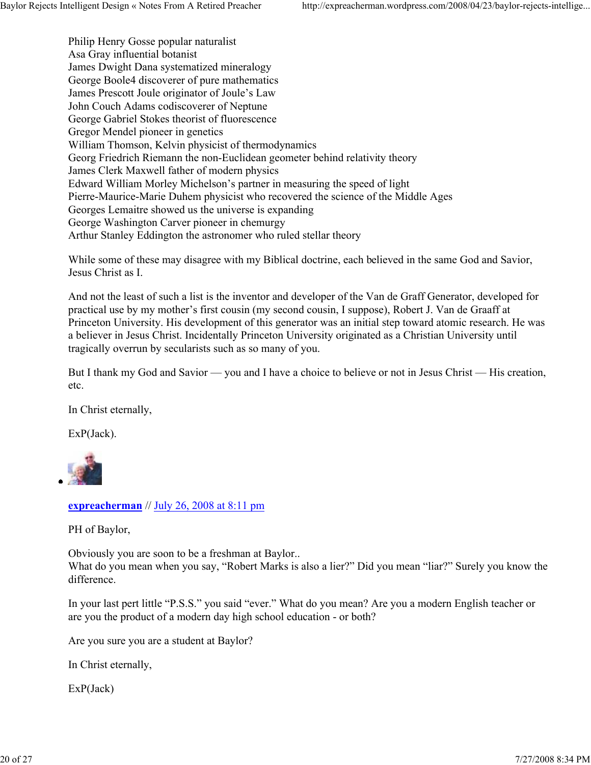Philip Henry Gosse popular naturalist
Asa Gray influential botanist
James Dwight Dana systematized mineralogy
George Boole4 discoverer of pure mathematics
James Prescott Joule originator of Joule's Law
John Couch Adams codiscoverer of Neptune
George Gabriel Stokes theorist of fluorescence
Gregor Mendel pioneer in genetics
William Thomson, Kelvin physicist of thermodynamics
Georg Friedrich Riemann the non-Euclidean geometer behind relativity theory
James Clerk Maxwell father of modern physics
Edward William Morley Michelson's partner in measuring the speed of light
Pierre-Maurice-Marie Duhem physicist who recovered the science of the Middle Ages
Georges Lemaitre showed us the universe is expanding
George Washington Carver pioneer in chemurgy
Arthur Stanley Eddington the astronomer who ruled stellar theory

While some of these may disagree with my Biblical doctrine, each believed in the same God and Savior, Jesus Christ as I.

And not the least of such a list is the inventor and developer of the Van de Graff Generator, developed for practical use by my mother's first cousin (my second cousin, I suppose), Robert J. Van de Graaff at Princeton University. His development of this generator was an initial step toward atomic research. He was a believer in Jesus Christ. Incidentally Princeton University originated as a Christian University until tragically overrun by secularists such as so many of you.

But I thank my God and Savior — you and I have a choice to believe or not in Jesus Christ — His creation, etc.

In Christ eternally,

ExP(Jack).

- **expreacherman** // July 26, 2008 at 8:11 pm

PH of Baylor,

Obviously you are soon to be a freshman at Baylor..
What do you mean when you say, "Robert Marks is also a lier?" Did you mean "liar?" Surely you know the difference.

In your last pert little "P.S.S." you said "ever." What do you mean? Are you a modern English teacher or are you the product of a modern day high school education - or both?

Are you sure you are a student at Baylor?

In Christ eternally,

ExP(Jack)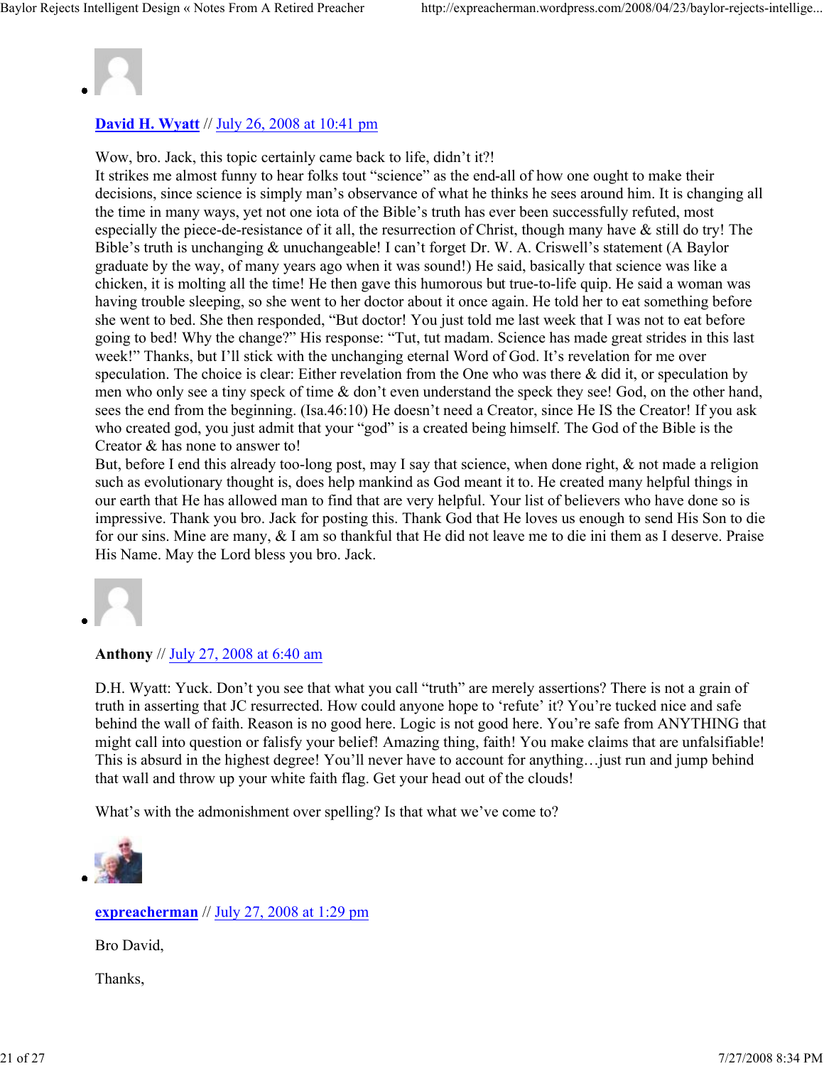**David H. Wyatt** // July 26, 2008 at 10:41 pm

Wow, bro. Jack, this topic certainly came back to life, didn't it?!
It strikes me almost funny to hear folks tout "science" as the end-all of how one ought to make their decisions, since science is simply man's observance of what he thinks he sees around him. It is changing all the time in many ways, yet not one iota of the Bible's truth has ever been successfully refuted, most especially the piece-de-resistance of it all, the resurrection of Christ, though many have & still do try! The Bible's truth is unchanging & unchangeable! I can't forget Dr. W. A. Criswell's statement (A Baylor graduate by the way, of many years ago when it was sound!) He said, basically that science was like a chicken, it is molting all the time! He then gave this humorous but true-to-life quip. He said a woman was having trouble sleeping, so she went to her doctor about it once again. He told her to eat something before she went to bed. She then responded, "But doctor! You just told me last week that I was not to eat before going to bed! Why the change?" His response: "Tut, tut madam. Science has made great strides in this last week!" Thanks, but I'll stick with the unchanging eternal Word of God. It's revelation for me over speculation. The choice is clear: Either revelation from the One who was there & did it, or speculation by men who only see a tiny speck of time & don't even understand the speck they see! God, on the other hand, sees the end from the beginning. (Isa.46:10) He doesn't need a Creator, since He IS the Creator! If you ask who created god, you just admit that your "god" is a created being himself. The God of the Bible is the Creator & has none to answer to!
But, before I end this already too-long post, may I say that science, when done right, & not made a religion such as evolutionary thought is, does help mankind as God meant it to. He created many helpful things in our earth that He has allowed man to find that are very helpful. Your list of believers who have done so is impressive. Thank you bro. Jack for posting this. Thank God that He loves us enough to send His Son to die for our sins. Mine are many, & I am so thankful that He did not leave me to die ini them as I deserve. Praise His Name. May the Lord bless you bro. Jack.

**Anthony** // July 27, 2008 at 6:40 am

D.H. Wyatt: Yuck. Don't you see that what you call "truth" are merely assertions? There is not a grain of truth in asserting that JC resurrected. How could anyone hope to 'refute' it? You're tucked nice and safe behind the wall of faith. Reason is no good here. Logic is not good here. You're safe from ANYTHING that might call into question or falsify your belief! Amazing thing, faith! You make claims that are unfalsifiable! This is absurd in the highest degree! You'll never have to account for anything…just run and jump behind that wall and throw up your white faith flag. Get your head out of the clouds!

What's with the admonishment over spelling? Is that what we've come to?

**expreacherman** // July 27, 2008 at 1:29 pm

Bro David,

Thanks,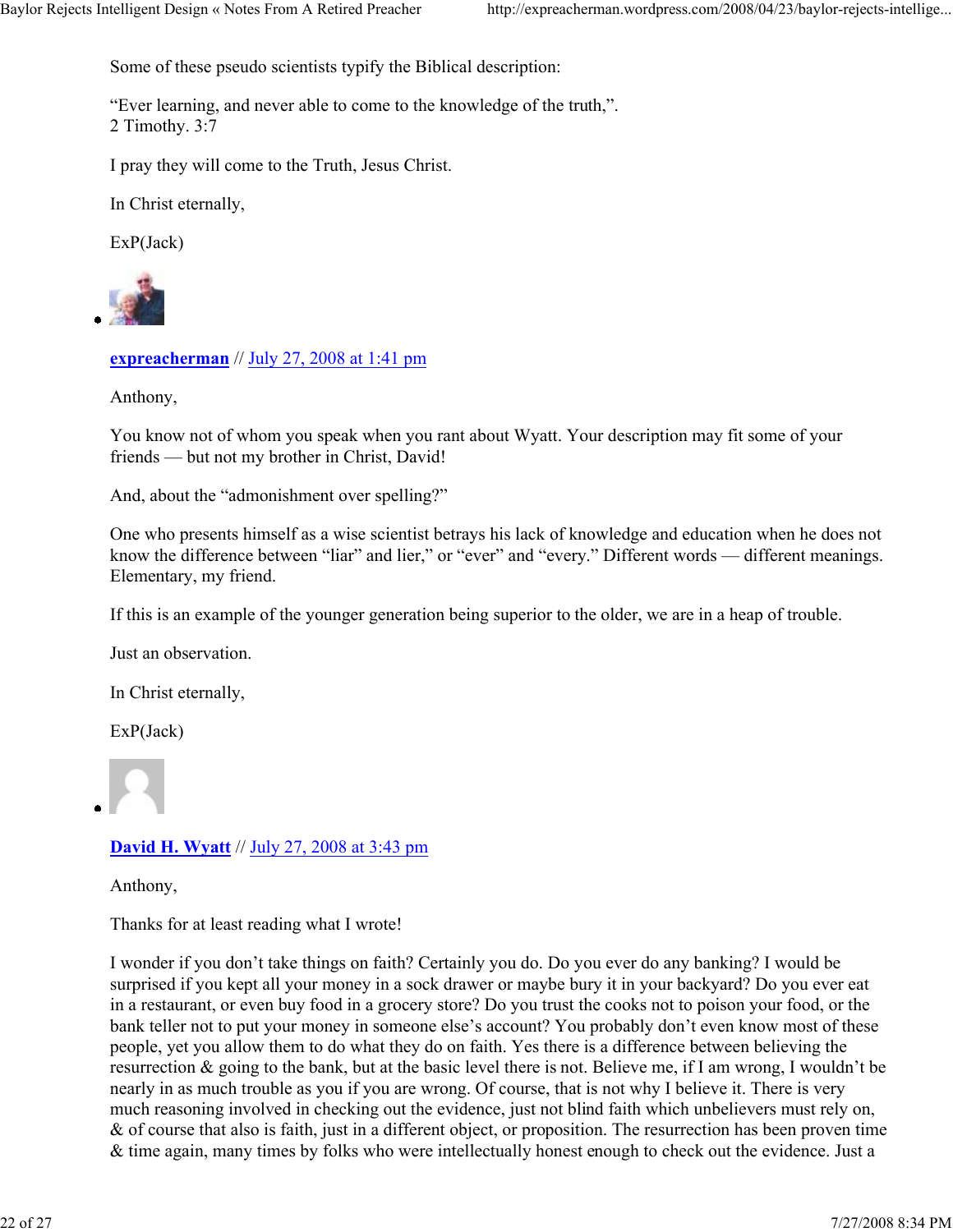Some of these pseudo scientists typify the Biblical description:

"Ever learning, and never able to come to the knowledge of the truth,".
2 Timothy. 3:7

I pray they will come to the Truth, Jesus Christ.

In Christ eternally,

ExP(Jack)

- **expreacherman** // July 27, 2008 at 1:41 pm

  Anthony,

  You know not of whom you speak when you rant about Wyatt. Your description may fit some of your friends — but not my brother in Christ, David!

  And, about the "admonishment over spelling?"

  One who presents himself as a wise scientist betrays his lack of knowledge and education when he does not know the difference between "liar" and lier," or "ever" and "every." Different words — different meanings. Elementary, my friend.

  If this is an example of the younger generation being superior to the older, we are in a heap of trouble.

  Just an observation.

  In Christ eternally,

  ExP(Jack)

- **David H. Wyatt** // July 27, 2008 at 3:43 pm

  Anthony,

  Thanks for at least reading what I wrote!

  I wonder if you don't take things on faith? Certainly you do. Do you ever do any banking? I would be surprised if you kept all your money in a sock drawer or maybe bury it in your backyard? Do you ever eat in a restaurant, or even buy food in a grocery store? Do you trust the cooks not to poison your food, or the bank teller not to put your money in someone else's account? You probably don't even know most of these people, yet you allow them to do what they do on faith. Yes there is a difference between believing the resurrection & going to the bank, but at the basic level there is not. Believe me, if I am wrong, I wouldn't be nearly in as much trouble as you if you are wrong. Of course, that is not why I believe it. There is very much reasoning involved in checking out the evidence, just not blind faith which unbelievers must rely on, & of course that also is faith, just in a different object, or proposition. The resurrection has been proven time & time again, many times by folks who were intellectually honest enough to check out the evidence. Just a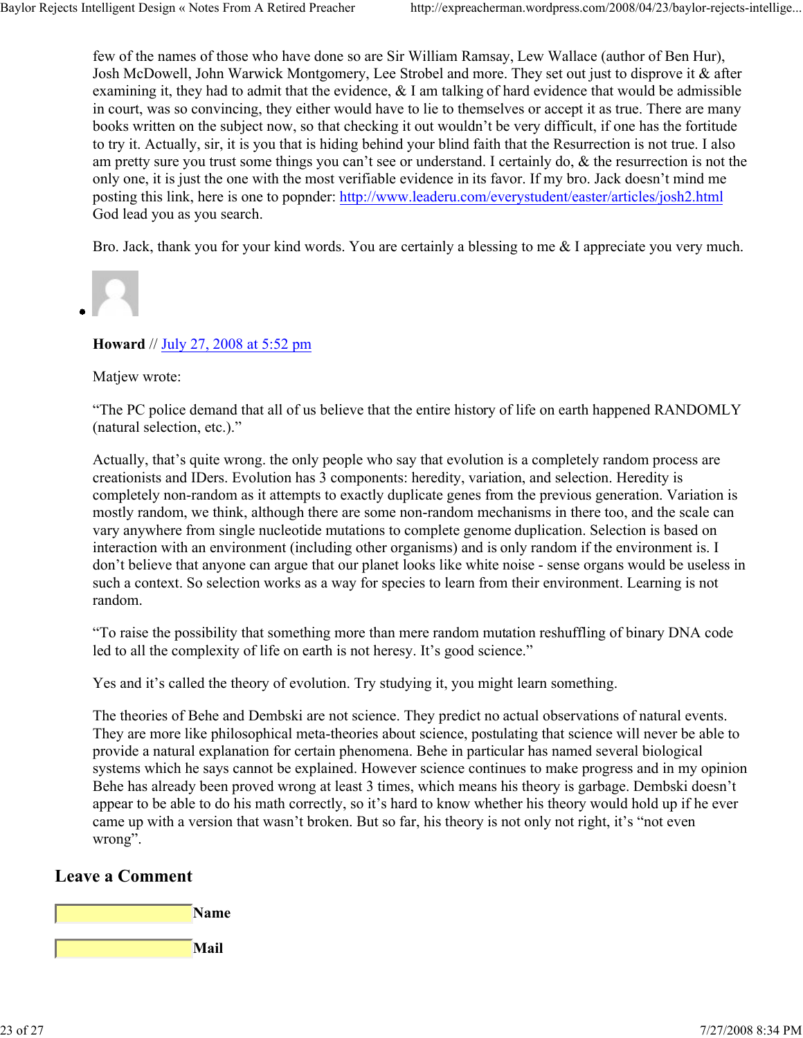few of the names of those who have done so are Sir William Ramsay, Lew Wallace (author of Ben Hur), Josh McDowell, John Warwick Montgomery, Lee Strobel and more. They set out just to disprove it & after examining it, they had to admit that the evidence, & I am talking of hard evidence that would be admissible in court, was so convincing, they either would have to lie to themselves or accept it as true. There are many books written on the subject now, so that checking it out wouldn't be very difficult, if one has the fortitude to try it. Actually, sir, it is you that is hiding behind your blind faith that the Resurrection is not true. I also am pretty sure you trust some things you can't see or understand. I certainly do, & the resurrection is not the only one, it is just the one with the most verifiable evidence in its favor. If my bro. Jack doesn't mind me posting this link, here is one to popnder: [http://www.leaderu.com/everystudent/easter/articles/josh2.html](http://www.leaderu.com/everystudent/easter/articles/josh2.html)
God lead you as you search.

Bro. Jack, thank you for your kind words. You are certainly a blessing to me & I appreciate you very much.

- **Howard** // [July 27, 2008 at 5:52 pm]()

  Matjew wrote:

  "The PC police demand that all of us believe that the entire history of life on earth happened RANDOMLY (natural selection, etc.)."

  Actually, that's quite wrong. the only people who say that evolution is a completely random process are creationists and IDers. Evolution has 3 components: heredity, variation, and selection. Heredity is completely non-random as it attempts to exactly duplicate genes from the previous generation. Variation is mostly random, we think, although there are some non-random mechanisms in there too, and the scale can vary anywhere from single nucleotide mutations to complete genome duplication. Selection is based on interaction with an environment (including other organisms) and is only random if the environment is. I don't believe that anyone can argue that our planet looks like white noise - sense organs would be useless in such a context. So selection works as a way for species to learn from their environment. Learning is not random.

  "To raise the possibility that something more than mere random mutation reshuffling of binary DNA code led to all the complexity of life on earth is not heresy. It's good science."

  Yes and it's called the theory of evolution. Try studying it, you might learn something.

  The theories of Behe and Dembski are not science. They predict no actual observations of natural events. They are more like philosophical meta-theories about science, postulating that science will never be able to provide a natural explanation for certain phenomena. Behe in particular has named several biological systems which he says cannot be explained. However science continues to make progress and in my opinion Behe has already been proved wrong at least 3 times, which means his theory is garbage. Dembski doesn't appear to be able to do his math correctly, so it's hard to know whether his theory would hold up if he ever came up with a version that wasn't broken. But so far, his theory is not only not right, it's "not even wrong".

## Leave a Comment

Name

Mail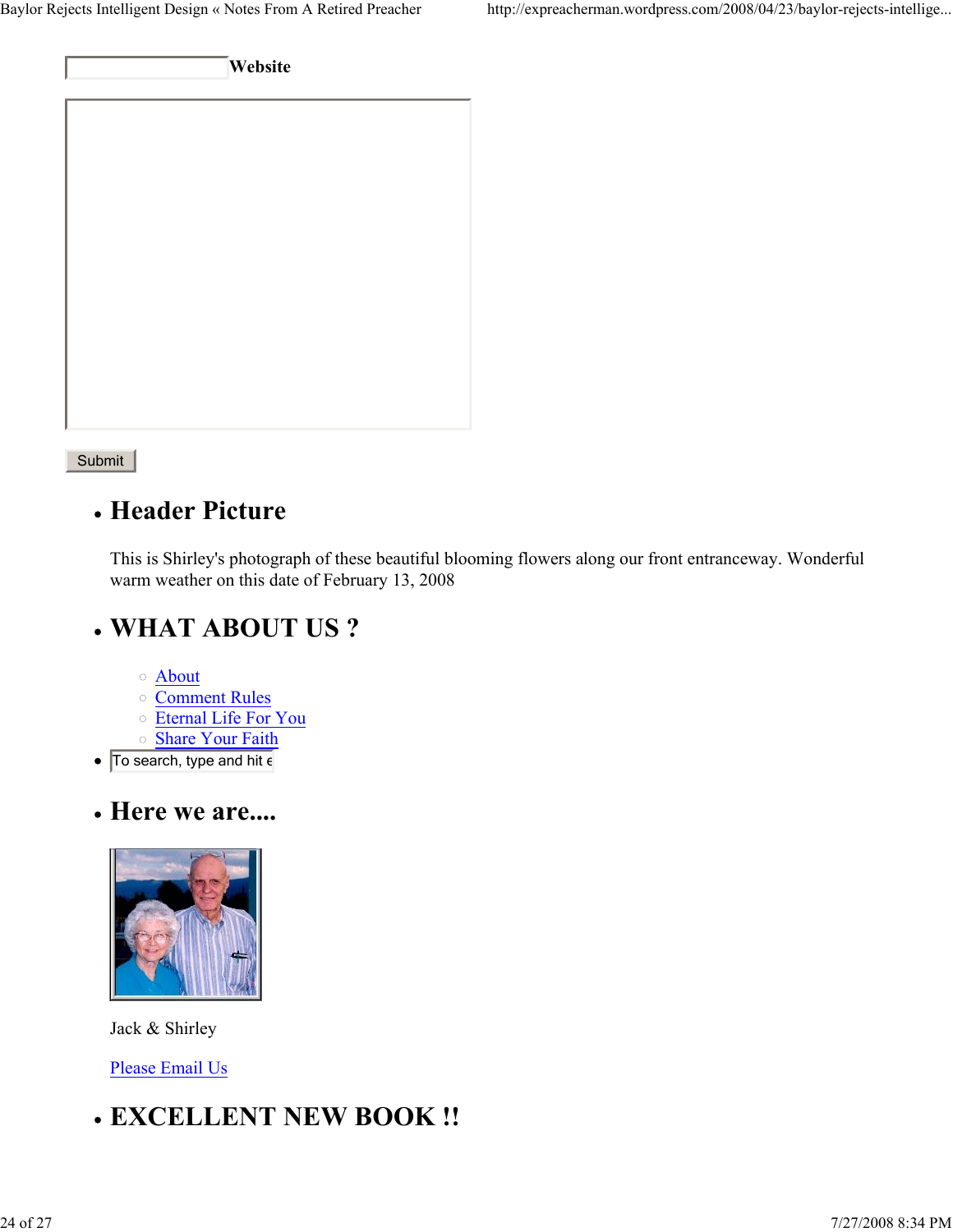Website

Submit

- ## Header Picture

  This is Shirley's photograph of these beautiful blooming flowers along our front entranceway. Wonderful warm weather on this date of February 13, 2008

- ## WHAT ABOUT US ?

  - About
  - Comment Rules
  - Eternal Life For You
  - Share Your Faith

- To search, type and hit e

- ## Here we are....

  Jack & Shirley

  Please Email Us

- ## EXCELLENT NEW BOOK !!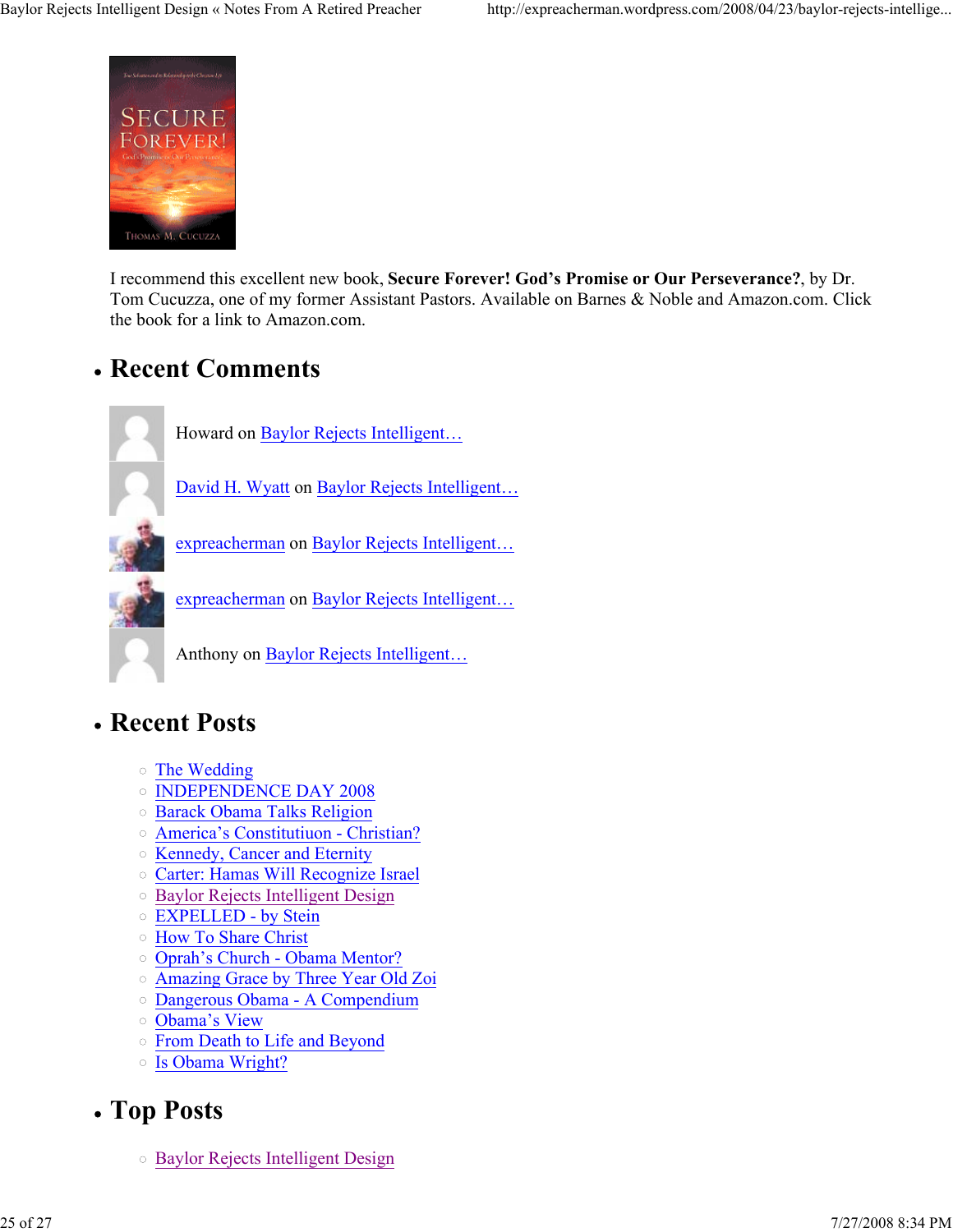I recommend this excellent new book, **Secure Forever! God's Promise or Our Perseverance?**, by Dr. Tom Cucuzza, one of my former Assistant Pastors. Available on Barnes & Noble and Amazon.com. Click the book for a link to Amazon.com.

## Recent Comments

Howard on Baylor Rejects Intelligent…

David H. Wyatt on Baylor Rejects Intelligent…

expreacherman on Baylor Rejects Intelligent…

expreacherman on Baylor Rejects Intelligent…

Anthony on Baylor Rejects Intelligent…

## Recent Posts

- The Wedding
- INDEPENDENCE DAY 2008
- Barack Obama Talks Religion
- America's Constitutiuon - Christian?
- Kennedy, Cancer and Eternity
- Carter: Hamas Will Recognize Israel
- Baylor Rejects Intelligent Design
- EXPELLED - by Stein
- How To Share Christ
- Oprah's Church - Obama Mentor?
- Amazing Grace by Three Year Old Zoi
- Dangerous Obama - A Compendium
- Obama's View
- From Death to Life and Beyond
- Is Obama Wright?

## Top Posts

- Baylor Rejects Intelligent Design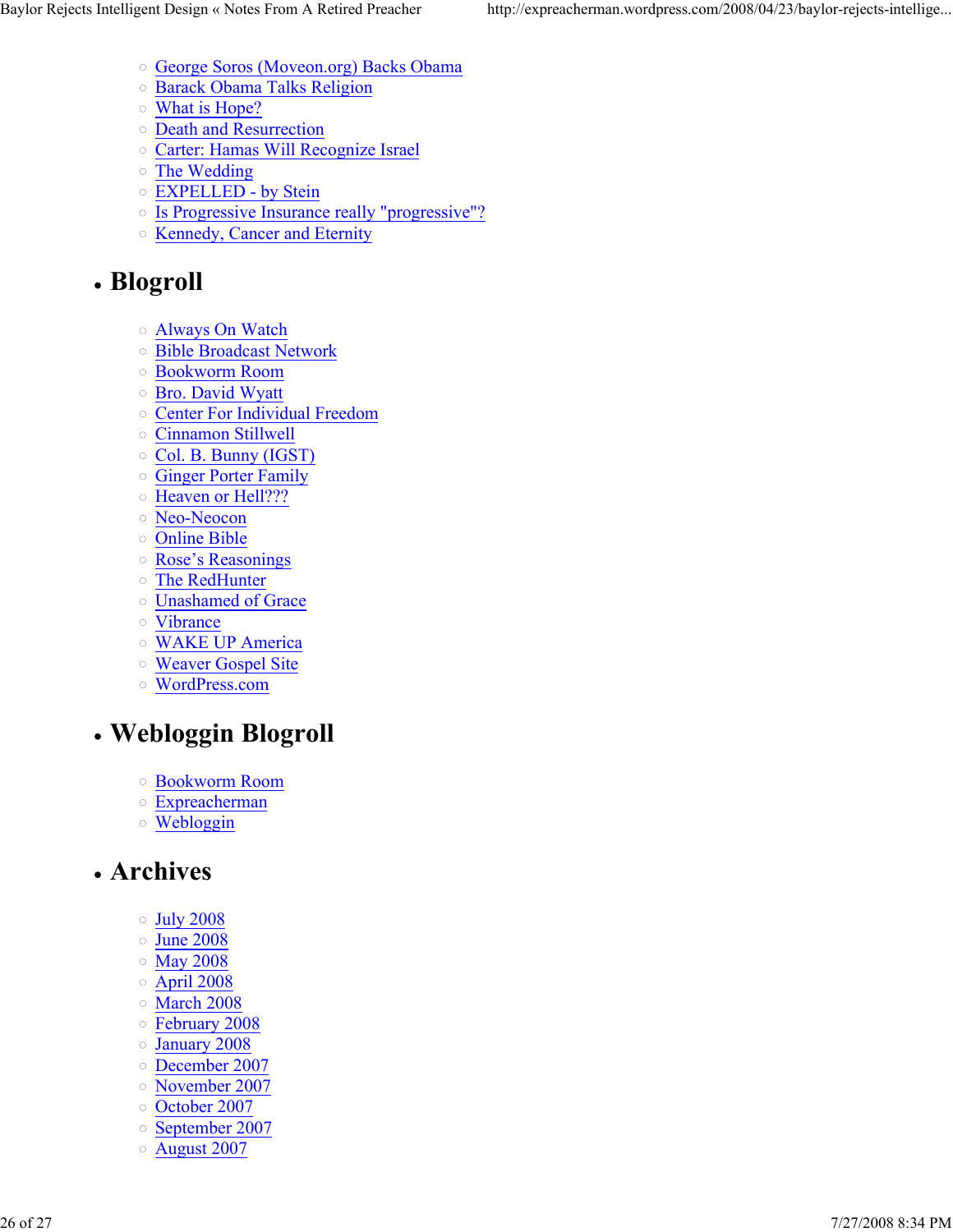- George Soros (Moveon.org) Backs Obama
- Barack Obama Talks Religion
- What is Hope?
- Death and Resurrection
- Carter: Hamas Will Recognize Israel
- The Wedding
- EXPELLED - by Stein
- Is Progressive Insurance really "progressive"?
- Kennedy, Cancer and Eternity

## Blogroll

- Always On Watch
- Bible Broadcast Network
- Bookworm Room
- Bro. David Wyatt
- Center For Individual Freedom
- Cinnamon Stillwell
- Col. B. Bunny (IGST)
- Ginger Porter Family
- Heaven or Hell???
- Neo-Neocon
- Online Bible
- Rose's Reasonings
- The RedHunter
- Unashamed of Grace
- Vibrance
- WAKE UP America
- Weaver Gospel Site
- WordPress.com

## Webloggin Blogroll

- Bookworm Room
- Expreacherman
- Webloggin

## Archives

- July 2008
- June 2008
- May 2008
- April 2008
- March 2008
- February 2008
- January 2008
- December 2007
- November 2007
- October 2007
- September 2007
- August 2007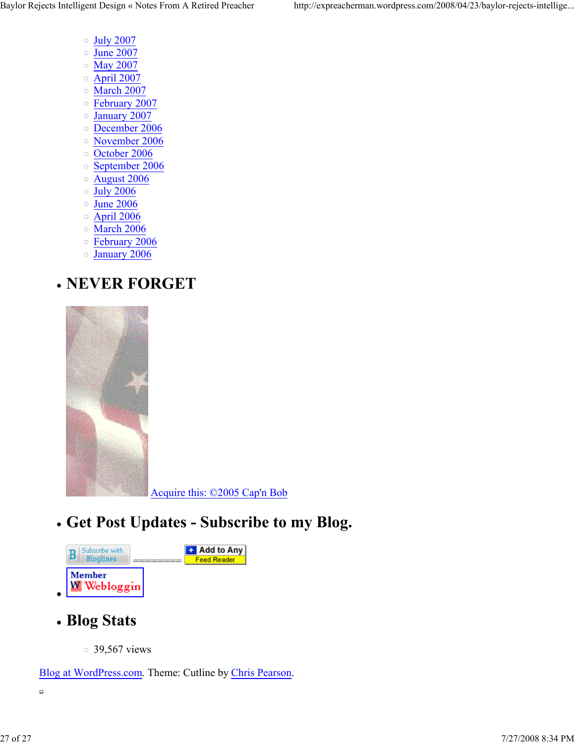- July 2007
- June 2007
- May 2007
- April 2007
- March 2007
- February 2007
- January 2007
- December 2006
- November 2006
- October 2006
- September 2006
- August 2006
- July 2006
- June 2006
- April 2006
- March 2006
- February 2006
- January 2006

## NEVER FORGET

Acquire this: ©2005 Cap'n Bob

## Get Post Updates - Subscribe to my Blog.

Subscribe with Bloglines ======== Add to Any Feed Reader

Member Webloggin

## Blog Stats

- 39,567 views

Blog at WordPress.com. Theme: Cutline by Chris Pearson.